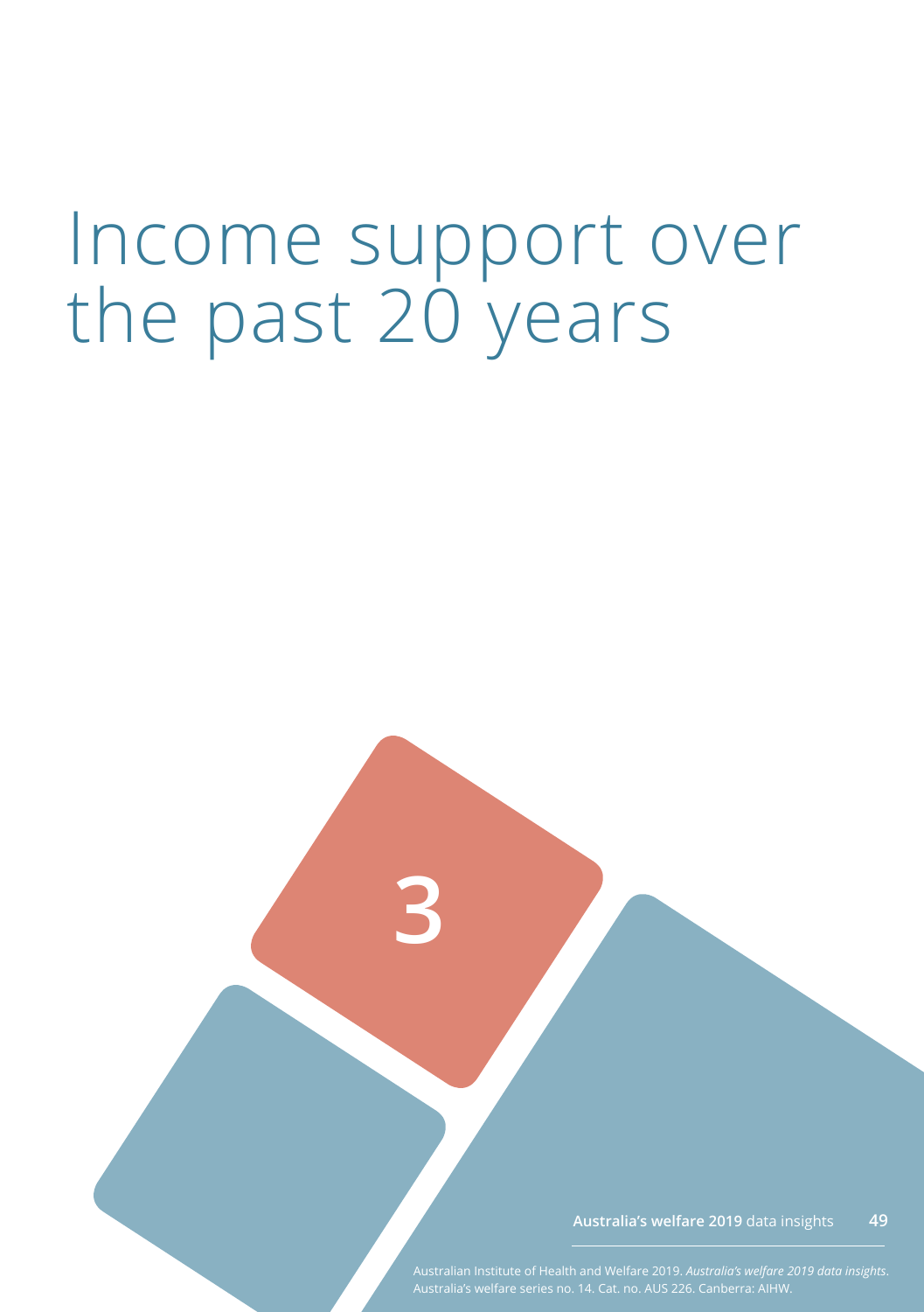# Income support over the past 20 years

3

Australian Institute of Health and Welfare 2019. *Australia's welfare 2019 data insights*. Australia's welfare series no. 14. Cat. no. AUS 226. Canberra: AIHW.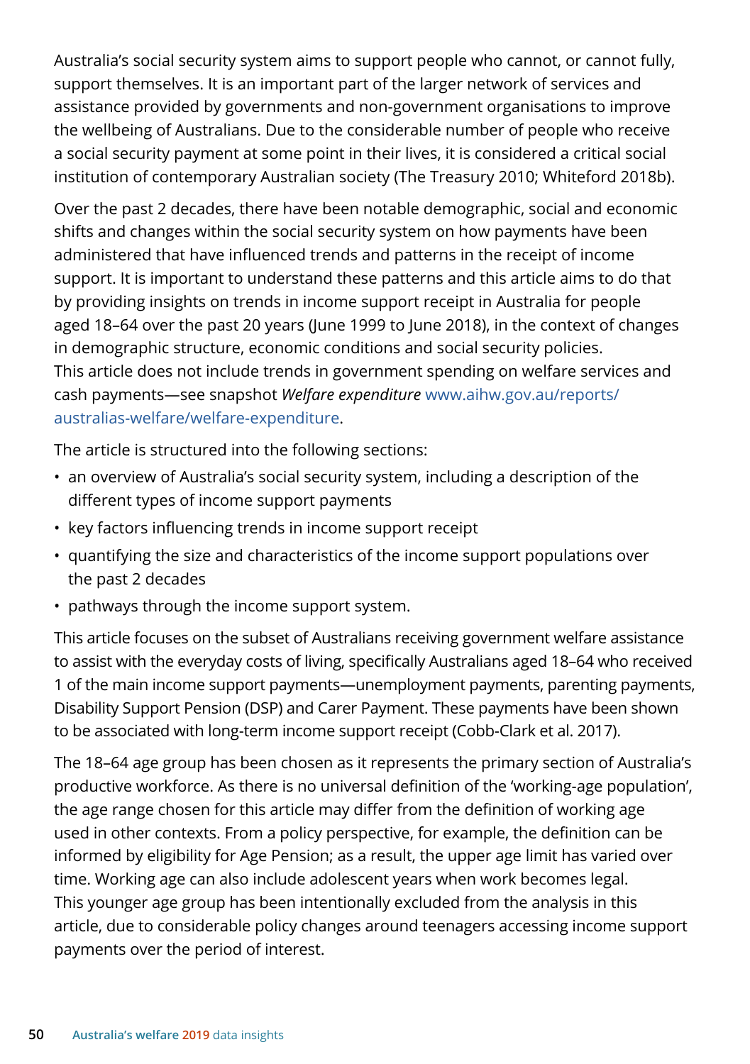Australia's social security system aims to support people who cannot, or cannot fully, support themselves. It is an important part of the larger network of services and assistance provided by governments and non-government organisations to improve the wellbeing of Australians. Due to the considerable number of people who receive a social security payment at some point in their lives, it is considered a critical social institution of contemporary Australian society (The Treasury 2010; Whiteford 2018b).

Over the past 2 decades, there have been notable demographic, social and economic shifts and changes within the social security system on how payments have been administered that have influenced trends and patterns in the receipt of income support. It is important to understand these patterns and this article aims to do that by providing insights on trends in income support receipt in Australia for people aged 18–64 over the past 20 years (June 1999 to June 2018), in the context of changes in demographic structure, economic conditions and social security policies. This article does not include trends in government spending on welfare services and cash payments—see snapshot *Welfare expenditure* www.aihw.gov.au/reports/australias-welfare/welfare-expenditure.

The article is structured into the following sections:

- an overview of Australia's social security system, including a description of the different types of income support payments
- key factors influencing trends in income support receipt
- quantifying the size and characteristics of the income support populations over the past 2 decades
- pathways through the income support system.

This article focuses on the subset of Australians receiving government welfare assistance to assist with the everyday costs of living, specifically Australians aged 18–64 who received 1 of the main income support payments—unemployment payments, parenting payments, Disability Support Pension (DSP) and Carer Payment. These payments have been shown to be associated with long-term income support receipt (Cobb-Clark et al. 2017).

The 18–64 age group has been chosen as it represents the primary section of Australia's productive workforce. As there is no universal definition of the 'working-age population', the age range chosen for this article may differ from the definition of working age used in other contexts. From a policy perspective, for example, the definition can be informed by eligibility for Age Pension; as a result, the upper age limit has varied over time. Working age can also include adolescent years when work becomes legal. This younger age group has been intentionally excluded from the analysis in this article, due to considerable policy changes around teenagers accessing income support payments over the period of interest.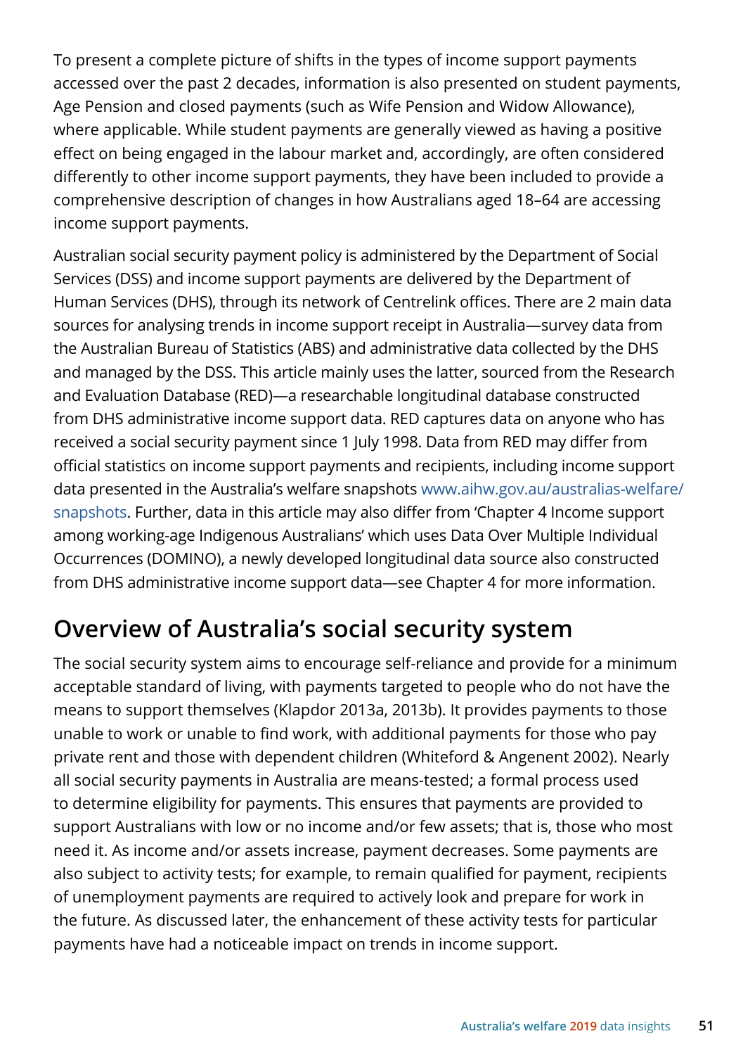To present a complete picture of shifts in the types of income support payments accessed over the past 2 decades, information is also presented on student payments, Age Pension and closed payments (such as Wife Pension and Widow Allowance), where applicable. While student payments are generally viewed as having a positive effect on being engaged in the labour market and, accordingly, are often considered differently to other income support payments, they have been included to provide a comprehensive description of changes in how Australians aged 18–64 are accessing income support payments.

Australian social security payment policy is administered by the Department of Social Services (DSS) and income support payments are delivered by the Department of Human Services (DHS), through its network of Centrelink offices. There are 2 main data sources for analysing trends in income support receipt in Australia—survey data from the Australian Bureau of Statistics (ABS) and administrative data collected by the DHS and managed by the DSS. This article mainly uses the latter, sourced from the Research and Evaluation Database (RED)—a researchable longitudinal database constructed from DHS administrative income support data. RED captures data on anyone who has received a social security payment since 1 July 1998. Data from RED may differ from official statistics on income support payments and recipients, including income support data presented in the Australia's welfare snapshots www.aihw.gov.au/australias-welfare/snapshots. Further, data in this article may also differ from 'Chapter 4 Income support among working-age Indigenous Australians' which uses Data Over Multiple Individual Occurrences (DOMINO), a newly developed longitudinal data source also constructed from DHS administrative income support data—see Chapter 4 for more information.

## Overview of Australia's social security system

The social security system aims to encourage self-reliance and provide for a minimum acceptable standard of living, with payments targeted to people who do not have the means to support themselves (Klapdor 2013a, 2013b). It provides payments to those unable to work or unable to find work, with additional payments for those who pay private rent and those with dependent children (Whiteford & Angenent 2002). Nearly all social security payments in Australia are means-tested; a formal process used to determine eligibility for payments. This ensures that payments are provided to support Australians with low or no income and/or few assets; that is, those who most need it. As income and/or assets increase, payment decreases. Some payments are also subject to activity tests; for example, to remain qualified for payment, recipients of unemployment payments are required to actively look and prepare for work in the future. As discussed later, the enhancement of these activity tests for particular payments have had a noticeable impact on trends in income support.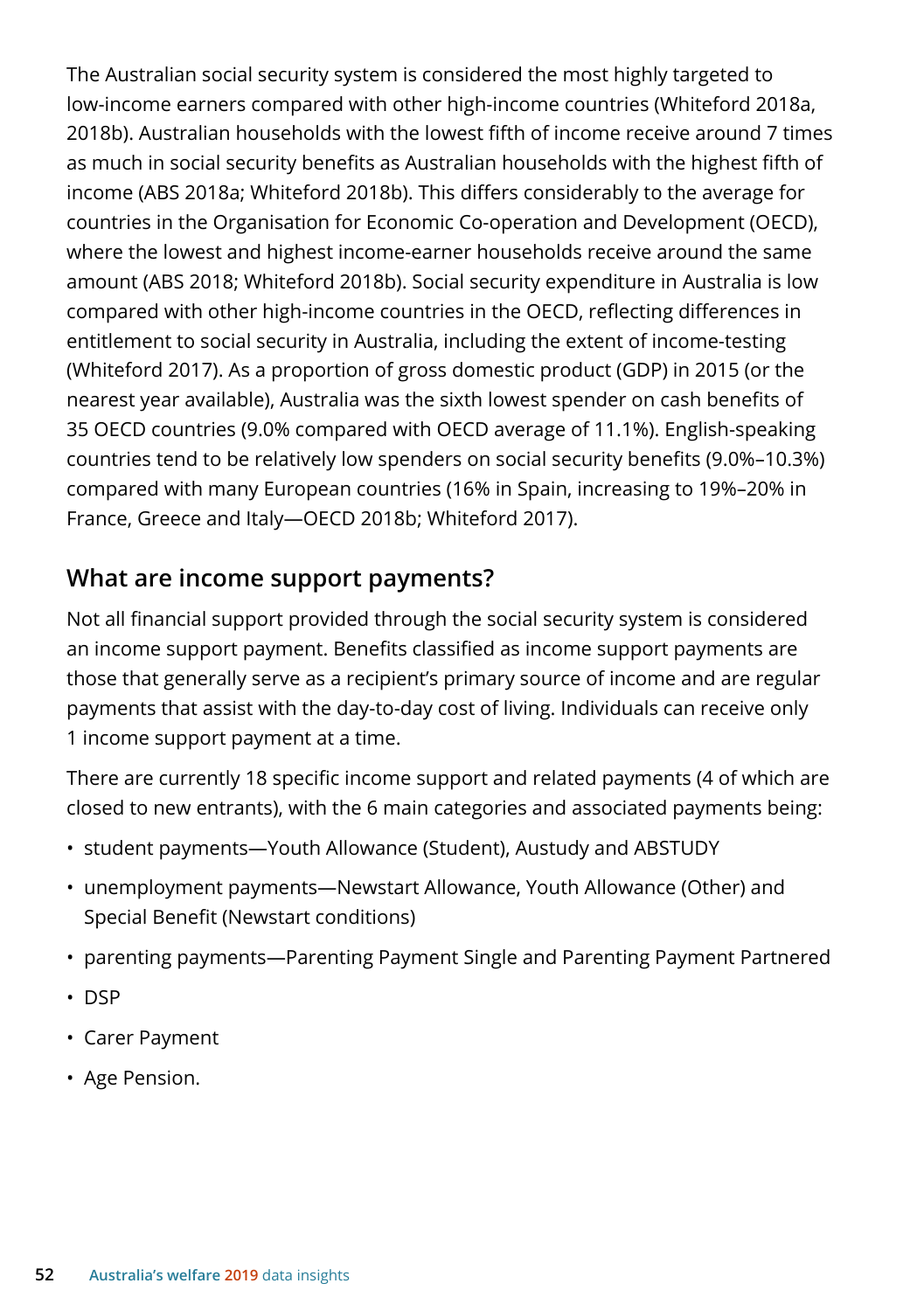The Australian social security system is considered the most highly targeted to low-income earners compared with other high-income countries (Whiteford 2018a, 2018b). Australian households with the lowest fifth of income receive around 7 times as much in social security benefits as Australian households with the highest fifth of income (ABS 2018a; Whiteford 2018b). This differs considerably to the average for countries in the Organisation for Economic Co-operation and Development (OECD), where the lowest and highest income-earner households receive around the same amount (ABS 2018; Whiteford 2018b). Social security expenditure in Australia is low compared with other high-income countries in the OECD, reflecting differences in entitlement to social security in Australia, including the extent of income-testing (Whiteford 2017). As a proportion of gross domestic product (GDP) in 2015 (or the nearest year available), Australia was the sixth lowest spender on cash benefits of 35 OECD countries (9.0% compared with OECD average of 11.1%). English-speaking countries tend to be relatively low spenders on social security benefits (9.0%–10.3%) compared with many European countries (16% in Spain, increasing to 19%–20% in France, Greece and Italy—OECD 2018b; Whiteford 2017).

## What are income support payments?

Not all financial support provided through the social security system is considered an income support payment. Benefits classified as income support payments are those that generally serve as a recipient's primary source of income and are regular payments that assist with the day-to-day cost of living. Individuals can receive only 1 income support payment at a time.

There are currently 18 specific income support and related payments (4 of which are closed to new entrants), with the 6 main categories and associated payments being:

- student payments—Youth Allowance (Student), Austudy and ABSTUDY
- unemployment payments—Newstart Allowance, Youth Allowance (Other) and Special Benefit (Newstart conditions)
- parenting payments—Parenting Payment Single and Parenting Payment Partnered
- DSP
- Carer Payment
- Age Pension.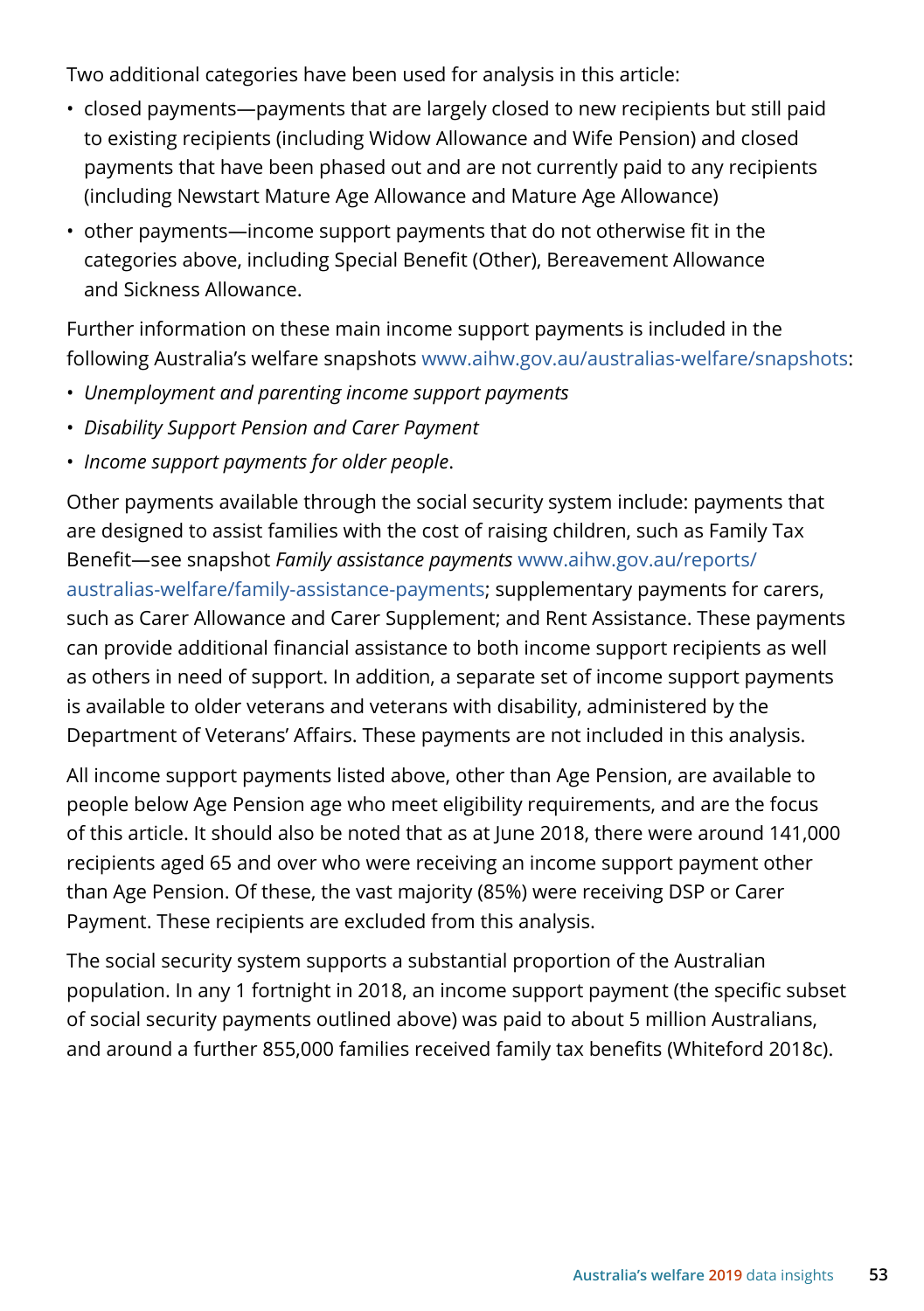Two additional categories have been used for analysis in this article:

- closed payments—payments that are largely closed to new recipients but still paid to existing recipients (including Widow Allowance and Wife Pension) and closed payments that have been phased out and are not currently paid to any recipients (including Newstart Mature Age Allowance and Mature Age Allowance)
- other payments—income support payments that do not otherwise fit in the categories above, including Special Benefit (Other), Bereavement Allowance and Sickness Allowance.

Further information on these main income support payments is included in the following Australia's welfare snapshots www.aihw.gov.au/australias-welfare/snapshots:

- *Unemployment and parenting income support payments*
- *Disability Support Pension and Carer Payment*
- *Income support payments for older people*.

Other payments available through the social security system include: payments that are designed to assist families with the cost of raising children, such as Family Tax Benefit—see snapshot *Family assistance payments* www.aihw.gov.au/reports/australias-welfare/family-assistance-payments; supplementary payments for carers, such as Carer Allowance and Carer Supplement; and Rent Assistance. These payments can provide additional financial assistance to both income support recipients as well as others in need of support. In addition, a separate set of income support payments is available to older veterans and veterans with disability, administered by the Department of Veterans' Affairs. These payments are not included in this analysis.

All income support payments listed above, other than Age Pension, are available to people below Age Pension age who meet eligibility requirements, and are the focus of this article. It should also be noted that as at June 2018, there were around 141,000 recipients aged 65 and over who were receiving an income support payment other than Age Pension. Of these, the vast majority (85%) were receiving DSP or Carer Payment. These recipients are excluded from this analysis.

The social security system supports a substantial proportion of the Australian population. In any 1 fortnight in 2018, an income support payment (the specific subset of social security payments outlined above) was paid to about 5 million Australians, and around a further 855,000 families received family tax benefits (Whiteford 2018c).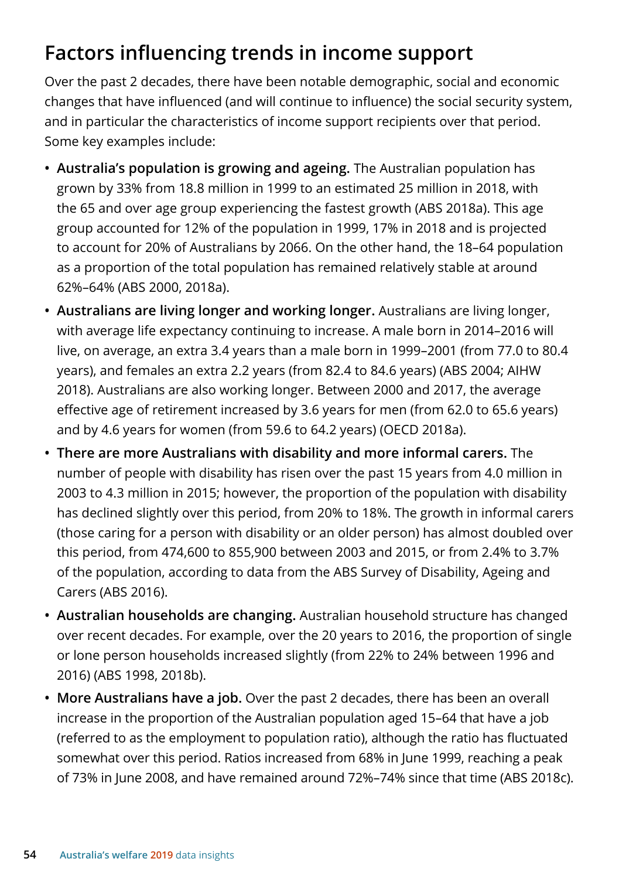## Factors influencing trends in income support

Over the past 2 decades, there have been notable demographic, social and economic changes that have influenced (and will continue to influence) the social security system, and in particular the characteristics of income support recipients over that period. Some key examples include:

- **Australia's population is growing and ageing.** The Australian population has grown by 33% from 18.8 million in 1999 to an estimated 25 million in 2018, with the 65 and over age group experiencing the fastest growth (ABS 2018a). This age group accounted for 12% of the population in 1999, 17% in 2018 and is projected to account for 20% of Australians by 2066. On the other hand, the 18–64 population as a proportion of the total population has remained relatively stable at around 62%–64% (ABS 2000, 2018a).
- **Australians are living longer and working longer.** Australians are living longer, with average life expectancy continuing to increase. A male born in 2014–2016 will live, on average, an extra 3.4 years than a male born in 1999–2001 (from 77.0 to 80.4 years), and females an extra 2.2 years (from 82.4 to 84.6 years) (ABS 2004; AIHW 2018). Australians are also working longer. Between 2000 and 2017, the average effective age of retirement increased by 3.6 years for men (from 62.0 to 65.6 years) and by 4.6 years for women (from 59.6 to 64.2 years) (OECD 2018a).
- **There are more Australians with disability and more informal carers.** The number of people with disability has risen over the past 15 years from 4.0 million in 2003 to 4.3 million in 2015; however, the proportion of the population with disability has declined slightly over this period, from 20% to 18%. The growth in informal carers (those caring for a person with disability or an older person) has almost doubled over this period, from 474,600 to 855,900 between 2003 and 2015, or from 2.4% to 3.7% of the population, according to data from the ABS Survey of Disability, Ageing and Carers (ABS 2016).
- **Australian households are changing.** Australian household structure has changed over recent decades. For example, over the 20 years to 2016, the proportion of single or lone person households increased slightly (from 22% to 24% between 1996 and 2016) (ABS 1998, 2018b).
- **More Australians have a job.** Over the past 2 decades, there has been an overall increase in the proportion of the Australian population aged 15–64 that have a job (referred to as the employment to population ratio), although the ratio has fluctuated somewhat over this period. Ratios increased from 68% in June 1999, reaching a peak of 73% in June 2008, and have remained around 72%–74% since that time (ABS 2018c).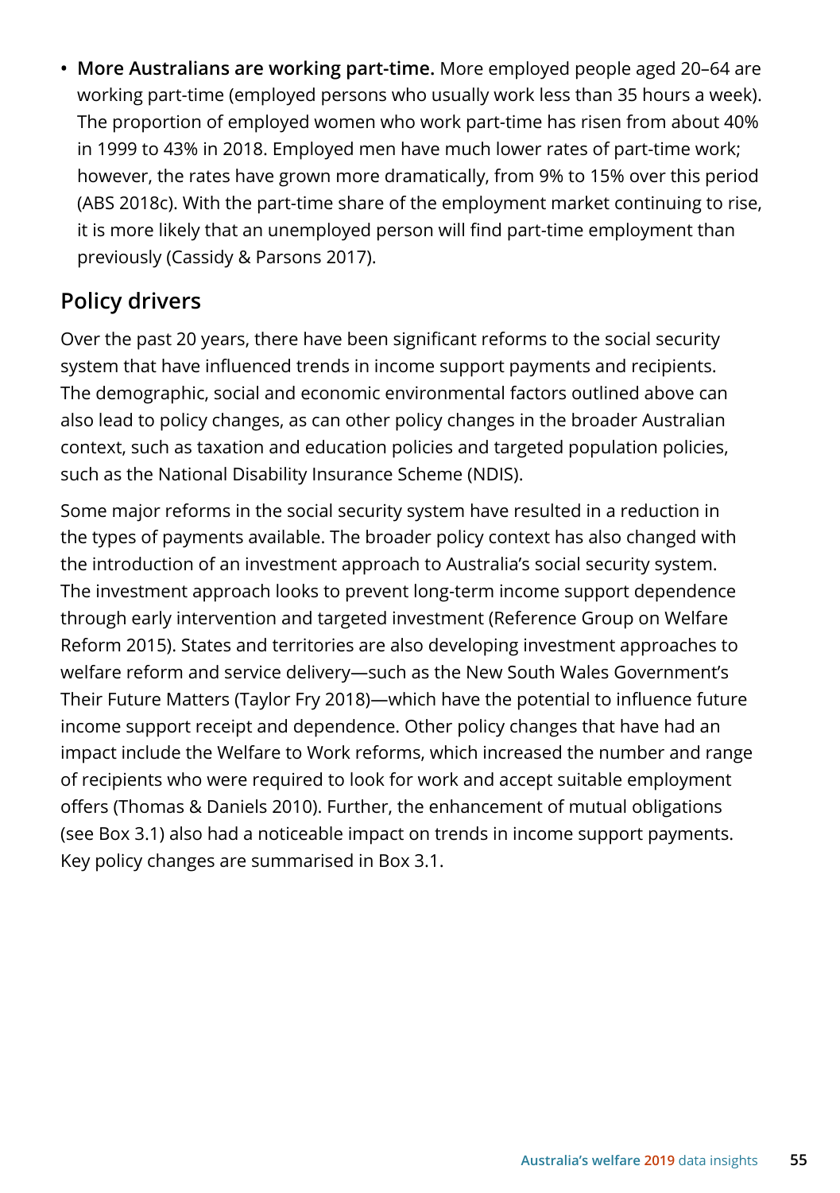- **More Australians are working part-time.** More employed people aged 20–64 are working part-time (employed persons who usually work less than 35 hours a week). The proportion of employed women who work part-time has risen from about 40% in 1999 to 43% in 2018. Employed men have much lower rates of part-time work; however, the rates have grown more dramatically, from 9% to 15% over this period (ABS 2018c). With the part-time share of the employment market continuing to rise, it is more likely that an unemployed person will find part-time employment than previously (Cassidy & Parsons 2017).

## Policy drivers

Over the past 20 years, there have been significant reforms to the social security system that have influenced trends in income support payments and recipients. The demographic, social and economic environmental factors outlined above can also lead to policy changes, as can other policy changes in the broader Australian context, such as taxation and education policies and targeted population policies, such as the National Disability Insurance Scheme (NDIS).

Some major reforms in the social security system have resulted in a reduction in the types of payments available. The broader policy context has also changed with the introduction of an investment approach to Australia's social security system. The investment approach looks to prevent long-term income support dependence through early intervention and targeted investment (Reference Group on Welfare Reform 2015). States and territories are also developing investment approaches to welfare reform and service delivery—such as the New South Wales Government's Their Future Matters (Taylor Fry 2018)—which have the potential to influence future income support receipt and dependence. Other policy changes that have had an impact include the Welfare to Work reforms, which increased the number and range of recipients who were required to look for work and accept suitable employment offers (Thomas & Daniels 2010). Further, the enhancement of mutual obligations (see Box 3.1) also had a noticeable impact on trends in income support payments. Key policy changes are summarised in Box 3.1.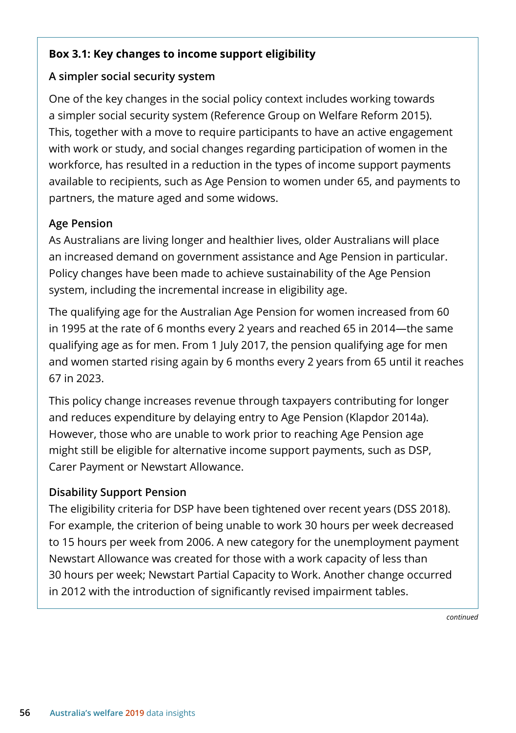**Box 3.1: Key changes to income support eligibility**

**A simpler social security system**

One of the key changes in the social policy context includes working towards a simpler social security system (Reference Group on Welfare Reform 2015). This, together with a move to require participants to have an active engagement with work or study, and social changes regarding participation of women in the workforce, has resulted in a reduction in the types of income support payments available to recipients, such as Age Pension to women under 65, and payments to partners, the mature aged and some widows.

**Age Pension**

As Australians are living longer and healthier lives, older Australians will place an increased demand on government assistance and Age Pension in particular. Policy changes have been made to achieve sustainability of the Age Pension system, including the incremental increase in eligibility age.

The qualifying age for the Australian Age Pension for women increased from 60 in 1995 at the rate of 6 months every 2 years and reached 65 in 2014—the same qualifying age as for men. From 1 July 2017, the pension qualifying age for men and women started rising again by 6 months every 2 years from 65 until it reaches 67 in 2023.

This policy change increases revenue through taxpayers contributing for longer and reduces expenditure by delaying entry to Age Pension (Klapdor 2014a). However, those who are unable to work prior to reaching Age Pension age might still be eligible for alternative income support payments, such as DSP, Carer Payment or Newstart Allowance.

**Disability Support Pension**

The eligibility criteria for DSP have been tightened over recent years (DSS 2018). For example, the criterion of being unable to work 30 hours per week decreased to 15 hours per week from 2006. A new category for the unemployment payment Newstart Allowance was created for those with a work capacity of less than 30 hours per week; Newstart Partial Capacity to Work. Another change occurred in 2012 with the introduction of significantly revised impairment tables.

*continued*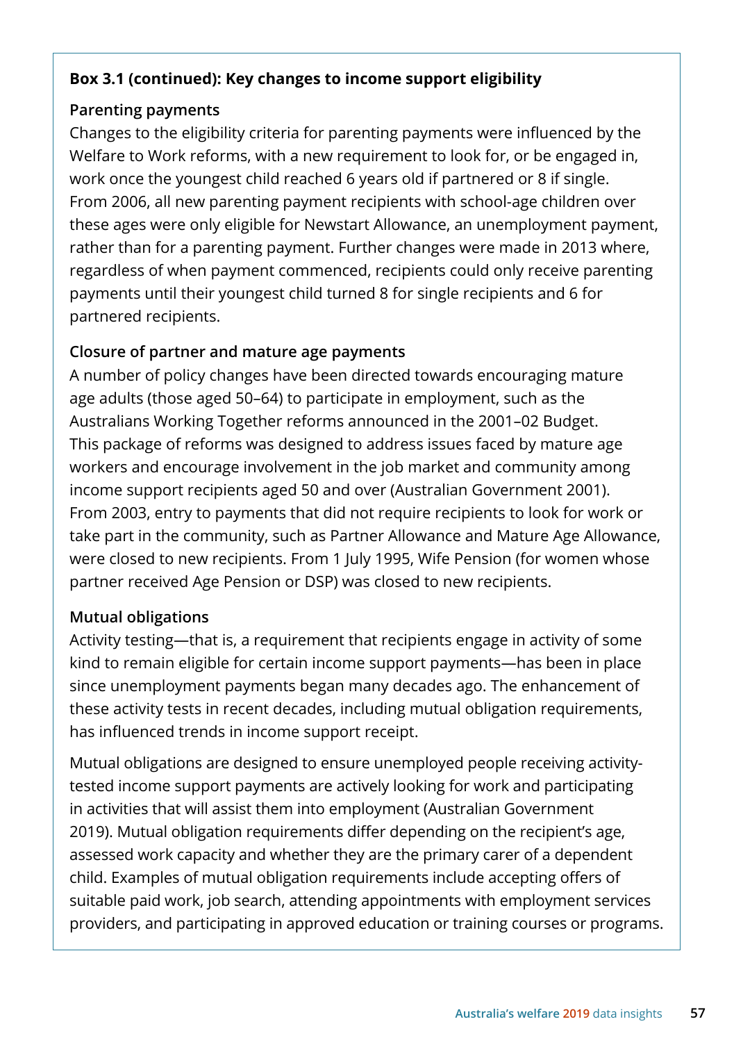**Box 3.1 (continued): Key changes to income support eligibility**

**Parenting payments**

Changes to the eligibility criteria for parenting payments were influenced by the Welfare to Work reforms, with a new requirement to look for, or be engaged in, work once the youngest child reached 6 years old if partnered or 8 if single. From 2006, all new parenting payment recipients with school-age children over these ages were only eligible for Newstart Allowance, an unemployment payment, rather than for a parenting payment. Further changes were made in 2013 where, regardless of when payment commenced, recipients could only receive parenting payments until their youngest child turned 8 for single recipients and 6 for partnered recipients.

**Closure of partner and mature age payments**

A number of policy changes have been directed towards encouraging mature age adults (those aged 50–64) to participate in employment, such as the Australians Working Together reforms announced in the 2001–02 Budget. This package of reforms was designed to address issues faced by mature age workers and encourage involvement in the job market and community among income support recipients aged 50 and over (Australian Government 2001). From 2003, entry to payments that did not require recipients to look for work or take part in the community, such as Partner Allowance and Mature Age Allowance, were closed to new recipients. From 1 July 1995, Wife Pension (for women whose partner received Age Pension or DSP) was closed to new recipients.

**Mutual obligations**

Activity testing—that is, a requirement that recipients engage in activity of some kind to remain eligible for certain income support payments—has been in place since unemployment payments began many decades ago. The enhancement of these activity tests in recent decades, including mutual obligation requirements, has influenced trends in income support receipt.

Mutual obligations are designed to ensure unemployed people receiving activity-tested income support payments are actively looking for work and participating in activities that will assist them into employment (Australian Government 2019). Mutual obligation requirements differ depending on the recipient's age, assessed work capacity and whether they are the primary carer of a dependent child. Examples of mutual obligation requirements include accepting offers of suitable paid work, job search, attending appointments with employment services providers, and participating in approved education or training courses or programs.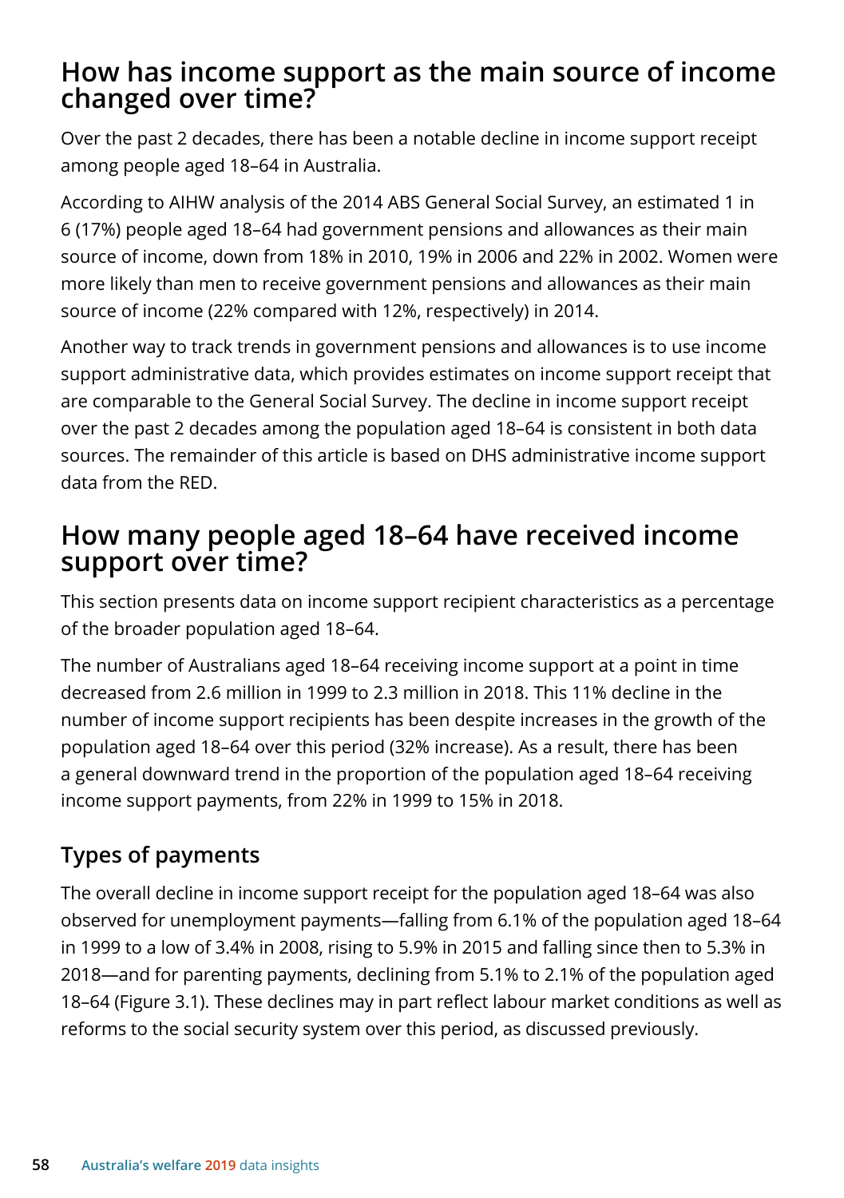## How has income support as the main source of income changed over time?

Over the past 2 decades, there has been a notable decline in income support receipt among people aged 18–64 in Australia.

According to AIHW analysis of the 2014 ABS General Social Survey, an estimated 1 in 6 (17%) people aged 18–64 had government pensions and allowances as their main source of income, down from 18% in 2010, 19% in 2006 and 22% in 2002. Women were more likely than men to receive government pensions and allowances as their main source of income (22% compared with 12%, respectively) in 2014.

Another way to track trends in government pensions and allowances is to use income support administrative data, which provides estimates on income support receipt that are comparable to the General Social Survey. The decline in income support receipt over the past 2 decades among the population aged 18–64 is consistent in both data sources. The remainder of this article is based on DHS administrative income support data from the RED.

## How many people aged 18–64 have received income support over time?

This section presents data on income support recipient characteristics as a percentage of the broader population aged 18–64.

The number of Australians aged 18–64 receiving income support at a point in time decreased from 2.6 million in 1999 to 2.3 million in 2018. This 11% decline in the number of income support recipients has been despite increases in the growth of the population aged 18–64 over this period (32% increase). As a result, there has been a general downward trend in the proportion of the population aged 18–64 receiving income support payments, from 22% in 1999 to 15% in 2018.

### Types of payments

The overall decline in income support receipt for the population aged 18–64 was also observed for unemployment payments—falling from 6.1% of the population aged 18–64 in 1999 to a low of 3.4% in 2008, rising to 5.9% in 2015 and falling since then to 5.3% in 2018—and for parenting payments, declining from 5.1% to 2.1% of the population aged 18–64 (Figure 3.1). These declines may in part reflect labour market conditions as well as reforms to the social security system over this period, as discussed previously.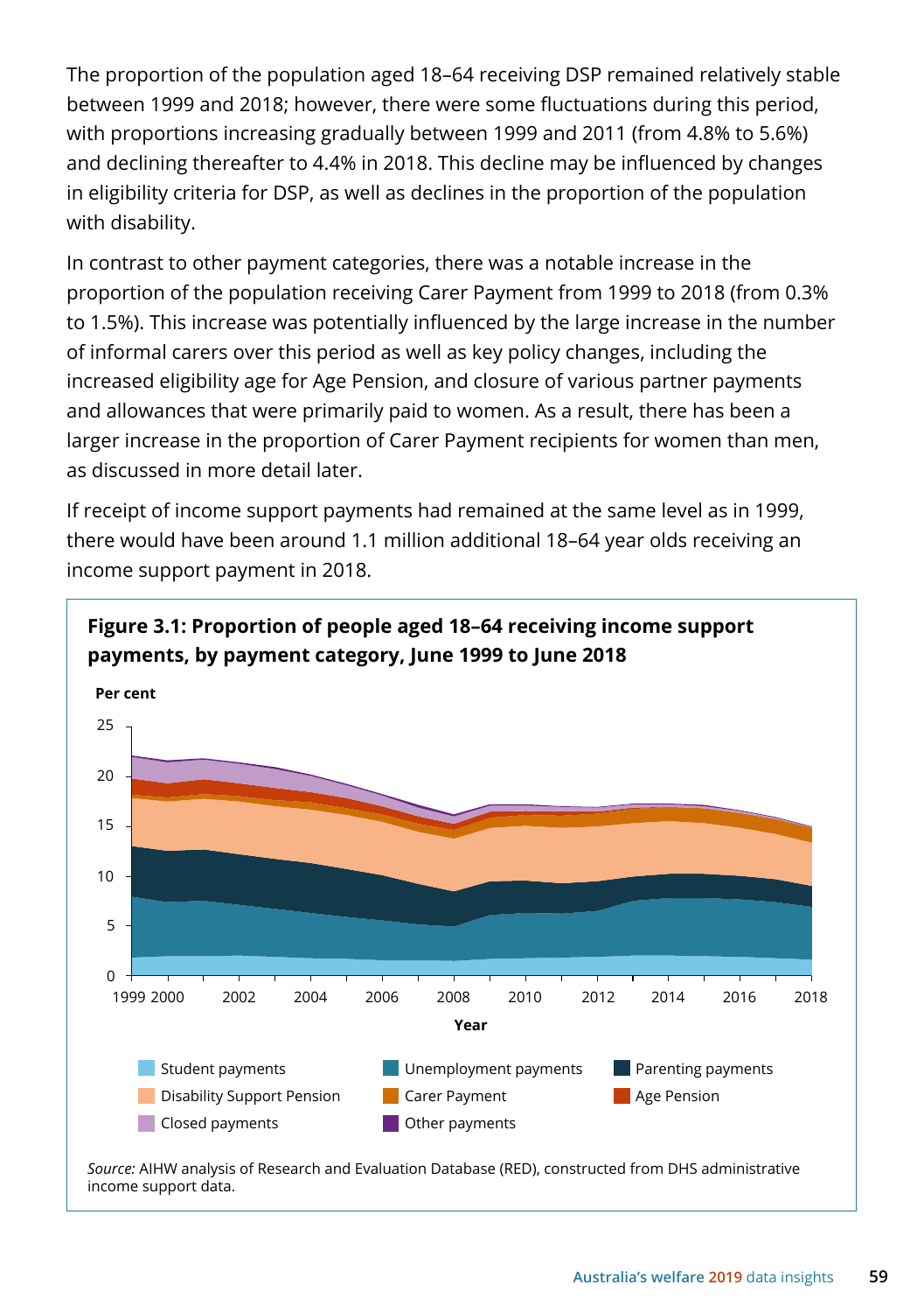The proportion of the population aged 18–64 receiving DSP remained relatively stable between 1999 and 2018; however, there were some fluctuations during this period, with proportions increasing gradually between 1999 and 2011 (from 4.8% to 5.6%) and declining thereafter to 4.4% in 2018. This decline may be influenced by changes in eligibility criteria for DSP, as well as declines in the proportion of the population with disability.

In contrast to other payment categories, there was a notable increase in the proportion of the population receiving Carer Payment from 1999 to 2018 (from 0.3% to 1.5%). This increase was potentially influenced by the large increase in the number of informal carers over this period as well as key policy changes, including the increased eligibility age for Age Pension, and closure of various partner payments and allowances that were primarily paid to women. As a result, there has been a larger increase in the proportion of Carer Payment recipients for women than men, as discussed in more detail later.

If receipt of income support payments had remained at the same level as in 1999, there would have been around 1.1 million additional 18–64 year olds receiving an income support payment in 2018.

**Figure 3.1: Proportion of people aged 18–64 receiving income support payments, by payment category, June 1999 to June 2018**

Per cent

Year

Student payments, Unemployment payments, Parenting payments, Disability Support Pension, Carer Payment, Age Pension, Closed payments, Other payments

*Source:* AIHW analysis of Research and Evaluation Database (RED), constructed from DHS administrative income support data.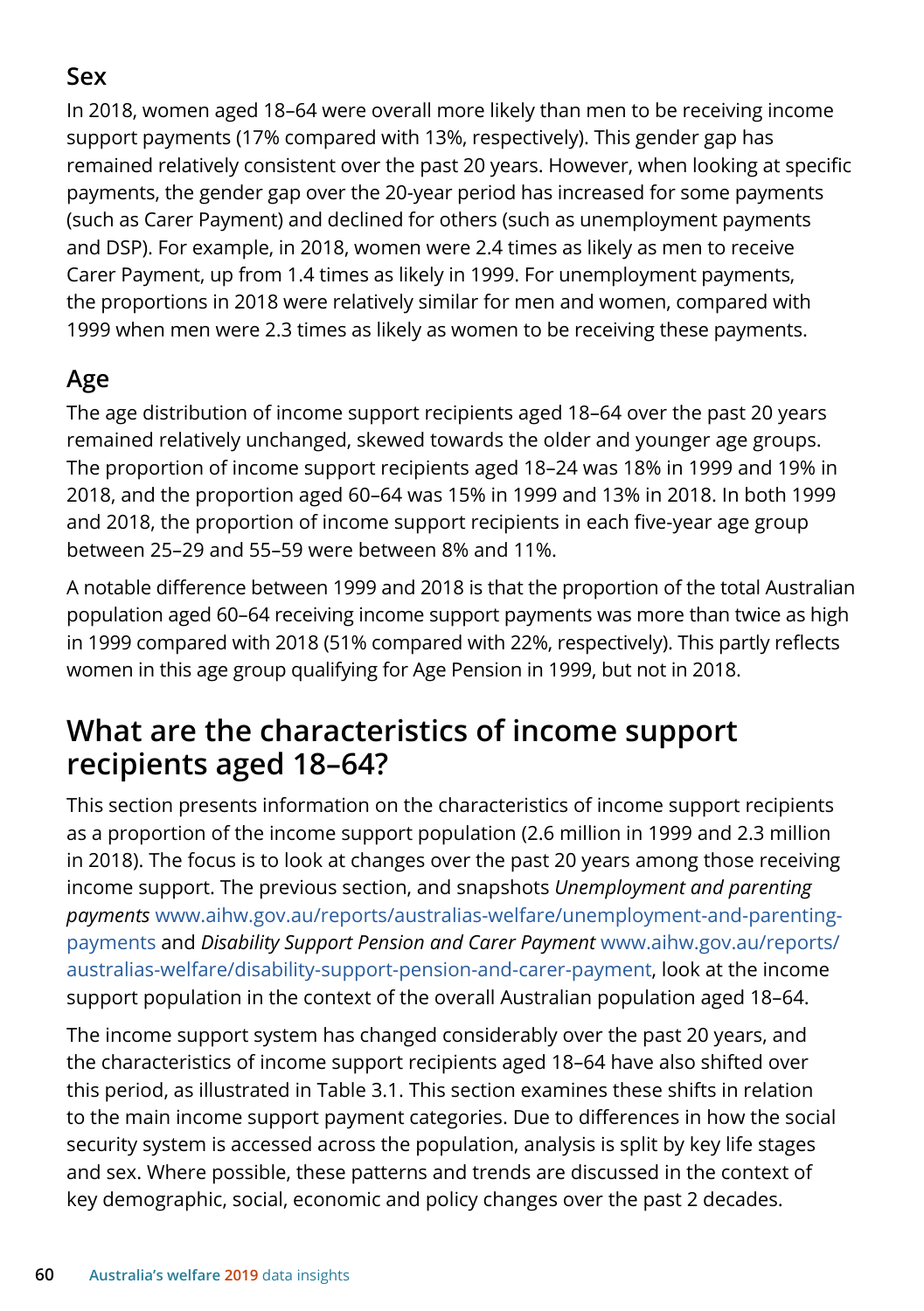### Sex

In 2018, women aged 18–64 were overall more likely than men to be receiving income support payments (17% compared with 13%, respectively). This gender gap has remained relatively consistent over the past 20 years. However, when looking at specific payments, the gender gap over the 20-year period has increased for some payments (such as Carer Payment) and declined for others (such as unemployment payments and DSP). For example, in 2018, women were 2.4 times as likely as men to receive Carer Payment, up from 1.4 times as likely in 1999. For unemployment payments, the proportions in 2018 were relatively similar for men and women, compared with 1999 when men were 2.3 times as likely as women to be receiving these payments.

### Age

The age distribution of income support recipients aged 18–64 over the past 20 years remained relatively unchanged, skewed towards the older and younger age groups. The proportion of income support recipients aged 18–24 was 18% in 1999 and 19% in 2018, and the proportion aged 60–64 was 15% in 1999 and 13% in 2018. In both 1999 and 2018, the proportion of income support recipients in each five-year age group between 25–29 and 55–59 were between 8% and 11%.

A notable difference between 1999 and 2018 is that the proportion of the total Australian population aged 60–64 receiving income support payments was more than twice as high in 1999 compared with 2018 (51% compared with 22%, respectively). This partly reflects women in this age group qualifying for Age Pension in 1999, but not in 2018.

## What are the characteristics of income support recipients aged 18–64?

This section presents information on the characteristics of income support recipients as a proportion of the income support population (2.6 million in 1999 and 2.3 million in 2018). The focus is to look at changes over the past 20 years among those receiving income support. The previous section, and snapshots *Unemployment and parenting payments* www.aihw.gov.au/reports/australias-welfare/unemployment-and-parenting-payments and *Disability Support Pension and Carer Payment* www.aihw.gov.au/reports/australias-welfare/disability-support-pension-and-carer-payment, look at the income support population in the context of the overall Australian population aged 18–64.

The income support system has changed considerably over the past 20 years, and the characteristics of income support recipients aged 18–64 have also shifted over this period, as illustrated in Table 3.1. This section examines these shifts in relation to the main income support payment categories. Due to differences in how the social security system is accessed across the population, analysis is split by key life stages and sex. Where possible, these patterns and trends are discussed in the context of key demographic, social, economic and policy changes over the past 2 decades.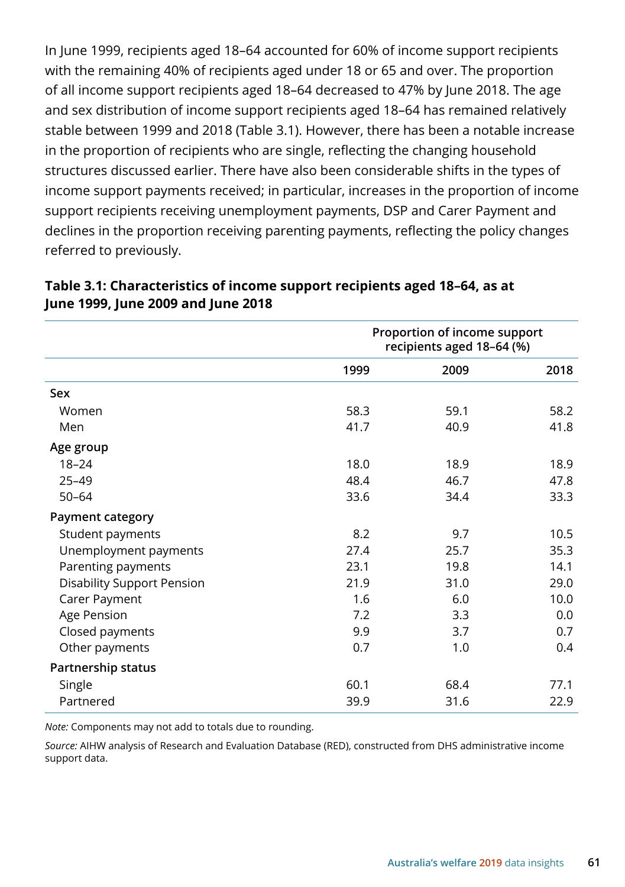In June 1999, recipients aged 18–64 accounted for 60% of income support recipients with the remaining 40% of recipients aged under 18 or 65 and over. The proportion of all income support recipients aged 18–64 decreased to 47% by June 2018. The age and sex distribution of income support recipients aged 18–64 has remained relatively stable between 1999 and 2018 (Table 3.1). However, there has been a notable increase in the proportion of recipients who are single, reflecting the changing household structures discussed earlier. There have also been considerable shifts in the types of income support payments received; in particular, increases in the proportion of income support recipients receiving unemployment payments, DSP and Carer Payment and declines in the proportion receiving parenting payments, reflecting the policy changes referred to previously.

**Table 3.1: Characteristics of income support recipients aged 18–64, as at June 1999, June 2009 and June 2018**

| | Proportion of income support recipients aged 18–64 (%) | | |
|---|---|---|---|
| | 1999 | 2009 | 2018 |
| **Sex** | | | |
| Women | 58.3 | 59.1 | 58.2 |
| Men | 41.7 | 40.9 | 41.8 |
| **Age group** | | | |
| 18–24 | 18.0 | 18.9 | 18.9 |
| 25–49 | 48.4 | 46.7 | 47.8 |
| 50–64 | 33.6 | 34.4 | 33.3 |
| **Payment category** | | | |
| Student payments | 8.2 | 9.7 | 10.5 |
| Unemployment payments | 27.4 | 25.7 | 35.3 |
| Parenting payments | 23.1 | 19.8 | 14.1 |
| Disability Support Pension | 21.9 | 31.0 | 29.0 |
| Carer Payment | 1.6 | 6.0 | 10.0 |
| Age Pension | 7.2 | 3.3 | 0.0 |
| Closed payments | 9.9 | 3.7 | 0.7 |
| Other payments | 0.7 | 1.0 | 0.4 |
| **Partnership status** | | | |
| Single | 60.1 | 68.4 | 77.1 |
| Partnered | 39.9 | 31.6 | 22.9 |

*Note:* Components may not add to totals due to rounding.

*Source:* AIHW analysis of Research and Evaluation Database (RED), constructed from DHS administrative income support data.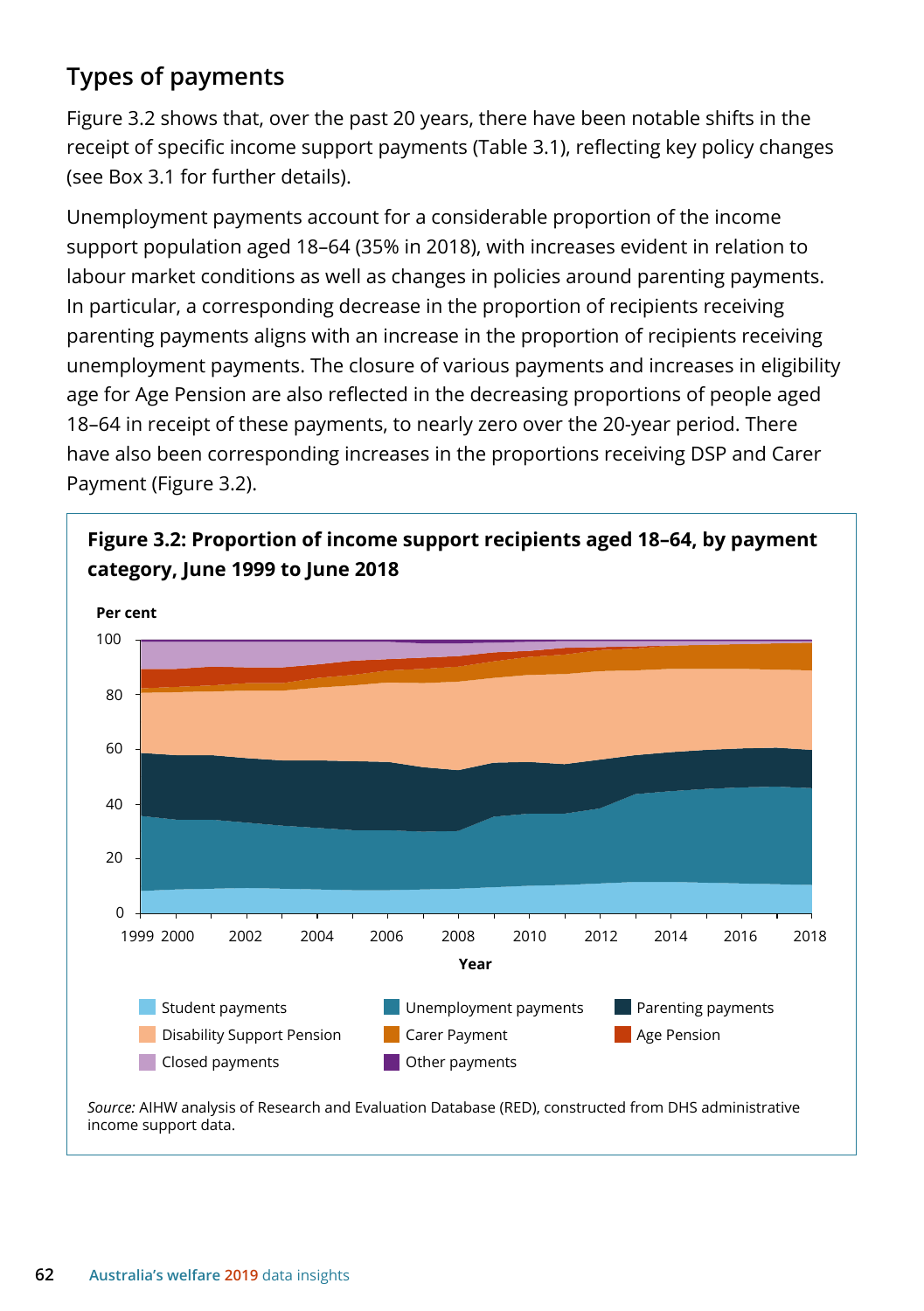## Types of payments

Figure 3.2 shows that, over the past 20 years, there have been notable shifts in the receipt of specific income support payments (Table 3.1), reflecting key policy changes (see Box 3.1 for further details).

Unemployment payments account for a considerable proportion of the income support population aged 18–64 (35% in 2018), with increases evident in relation to labour market conditions as well as changes in policies around parenting payments. In particular, a corresponding decrease in the proportion of recipients receiving parenting payments aligns with an increase in the proportion of recipients receiving unemployment payments. The closure of various payments and increases in eligibility age for Age Pension are also reflected in the decreasing proportions of people aged 18–64 in receipt of these payments, to nearly zero over the 20-year period. There have also been corresponding increases in the proportions receiving DSP and Carer Payment (Figure 3.2).

**Figure 3.2: Proportion of income support recipients aged 18–64, by payment category, June 1999 to June 2018**

*Source:* AIHW analysis of Research and Evaluation Database (RED), constructed from DHS administrative income support data.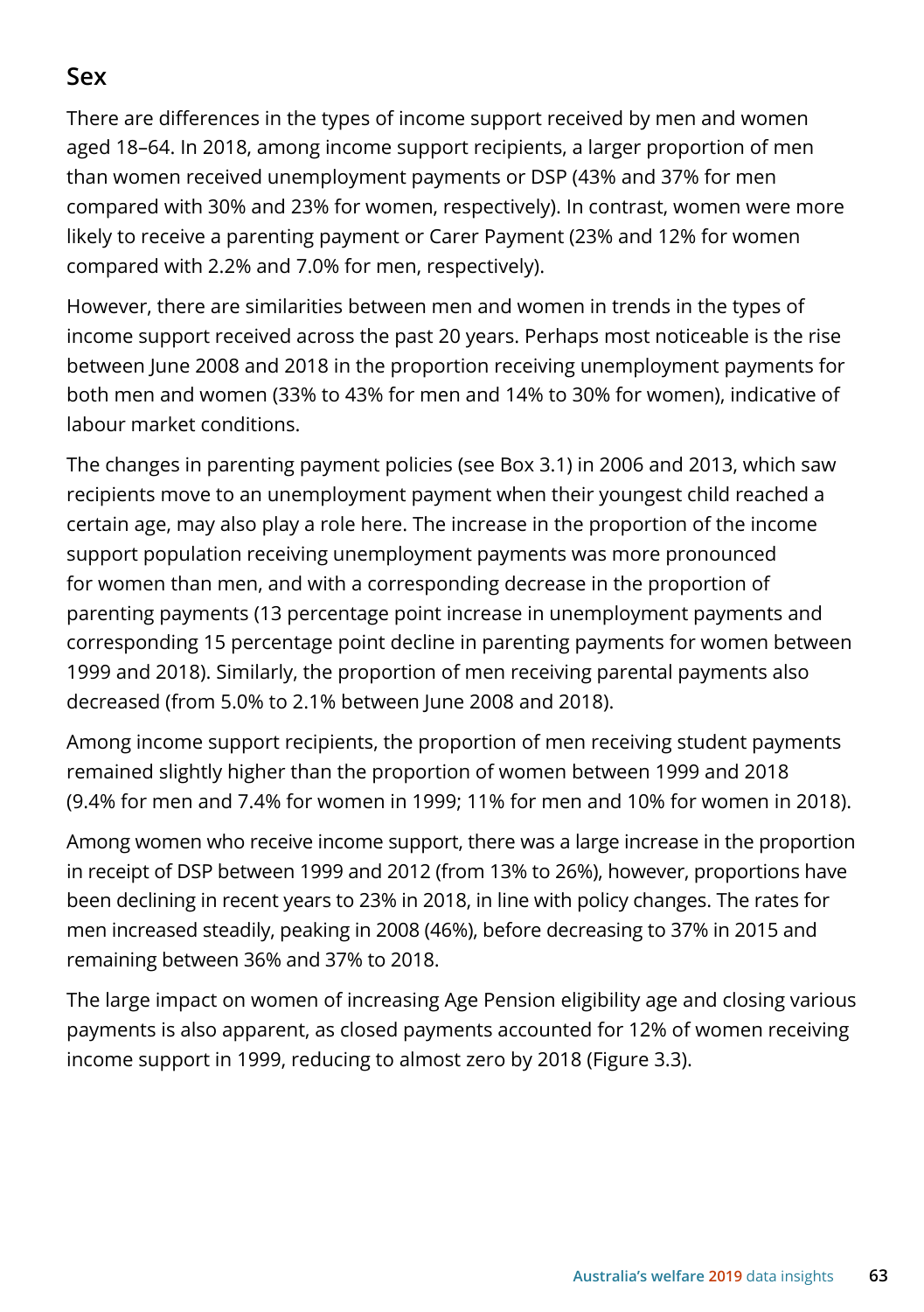## Sex

There are differences in the types of income support received by men and women aged 18–64. In 2018, among income support recipients, a larger proportion of men than women received unemployment payments or DSP (43% and 37% for men compared with 30% and 23% for women, respectively). In contrast, women were more likely to receive a parenting payment or Carer Payment (23% and 12% for women compared with 2.2% and 7.0% for men, respectively).

However, there are similarities between men and women in trends in the types of income support received across the past 20 years. Perhaps most noticeable is the rise between June 2008 and 2018 in the proportion receiving unemployment payments for both men and women (33% to 43% for men and 14% to 30% for women), indicative of labour market conditions.

The changes in parenting payment policies (see Box 3.1) in 2006 and 2013, which saw recipients move to an unemployment payment when their youngest child reached a certain age, may also play a role here. The increase in the proportion of the income support population receiving unemployment payments was more pronounced for women than men, and with a corresponding decrease in the proportion of parenting payments (13 percentage point increase in unemployment payments and corresponding 15 percentage point decline in parenting payments for women between 1999 and 2018). Similarly, the proportion of men receiving parental payments also decreased (from 5.0% to 2.1% between June 2008 and 2018).

Among income support recipients, the proportion of men receiving student payments remained slightly higher than the proportion of women between 1999 and 2018 (9.4% for men and 7.4% for women in 1999; 11% for men and 10% for women in 2018).

Among women who receive income support, there was a large increase in the proportion in receipt of DSP between 1999 and 2012 (from 13% to 26%), however, proportions have been declining in recent years to 23% in 2018, in line with policy changes. The rates for men increased steadily, peaking in 2008 (46%), before decreasing to 37% in 2015 and remaining between 36% and 37% to 2018.

The large impact on women of increasing Age Pension eligibility age and closing various payments is also apparent, as closed payments accounted for 12% of women receiving income support in 1999, reducing to almost zero by 2018 (Figure 3.3).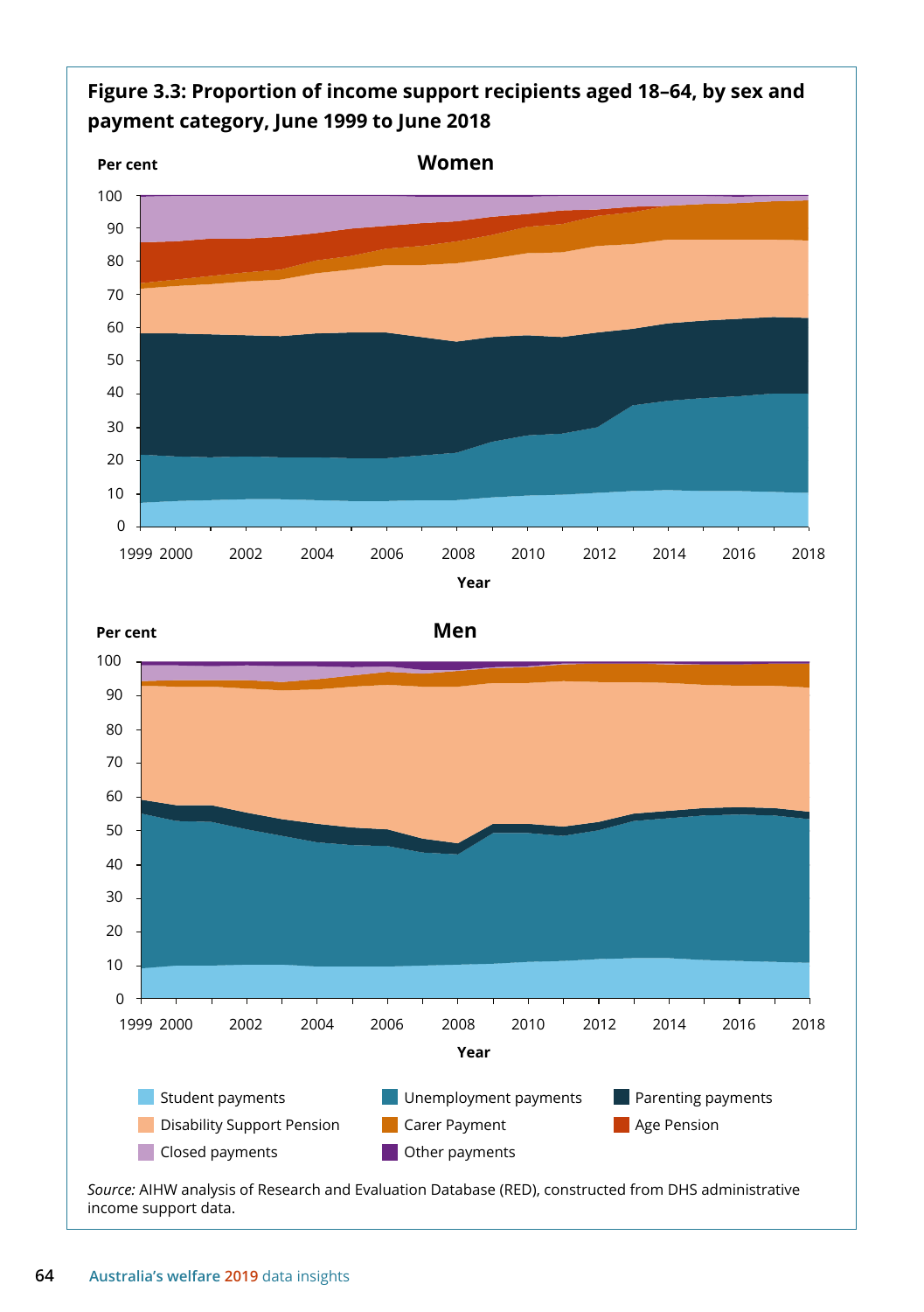**Figure 3.3: Proportion of income support recipients aged 18–64, by sex and payment category, June 1999 to June 2018**

*Source:* AIHW analysis of Research and Evaluation Database (RED), constructed from DHS administrative income support data.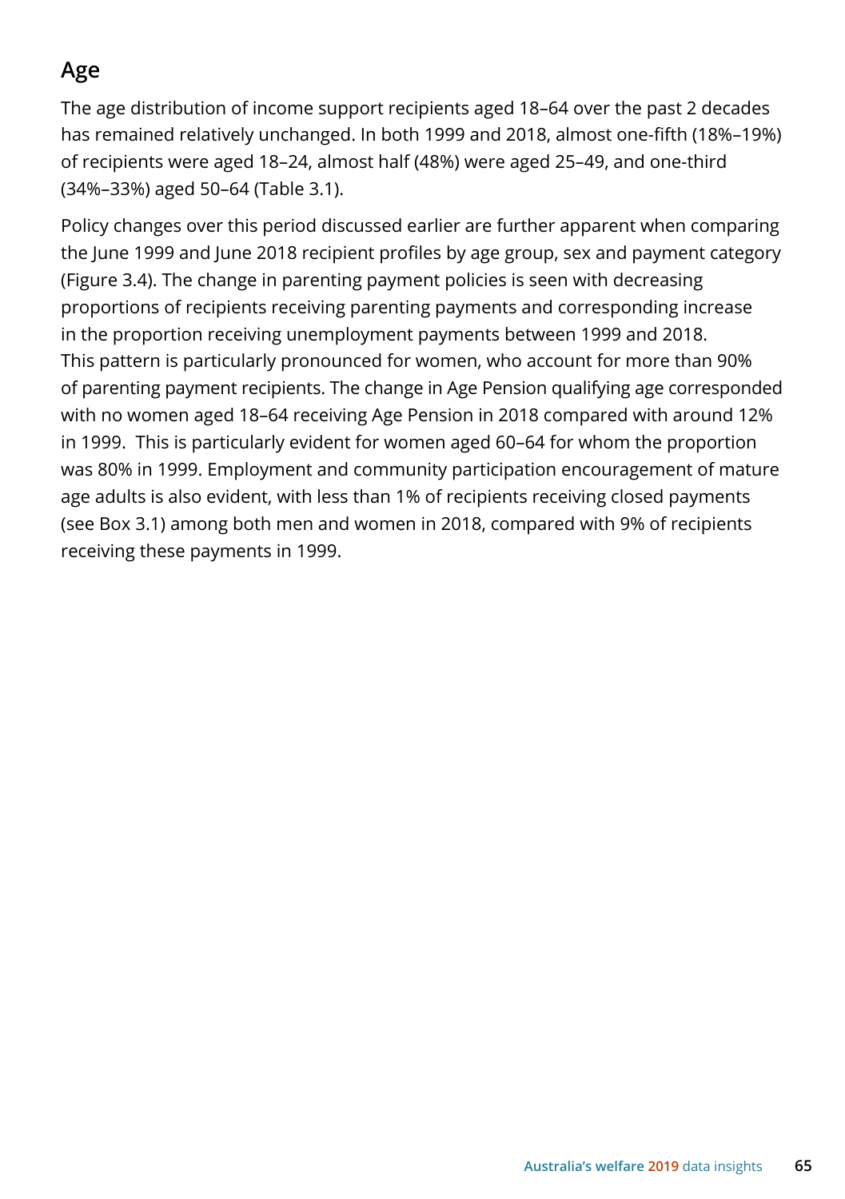## Age

The age distribution of income support recipients aged 18–64 over the past 2 decades has remained relatively unchanged. In both 1999 and 2018, almost one-fifth (18%–19%) of recipients were aged 18–24, almost half (48%) were aged 25–49, and one-third (34%–33%) aged 50–64 (Table 3.1).

Policy changes over this period discussed earlier are further apparent when comparing the June 1999 and June 2018 recipient profiles by age group, sex and payment category (Figure 3.4). The change in parenting payment policies is seen with decreasing proportions of recipients receiving parenting payments and corresponding increase in the proportion receiving unemployment payments between 1999 and 2018. This pattern is particularly pronounced for women, who account for more than 90% of parenting payment recipients. The change in Age Pension qualifying age corresponded with no women aged 18–64 receiving Age Pension in 2018 compared with around 12% in 1999. This is particularly evident for women aged 60–64 for whom the proportion was 80% in 1999. Employment and community participation encouragement of mature age adults is also evident, with less than 1% of recipients receiving closed payments (see Box 3.1) among both men and women in 2018, compared with 9% of recipients receiving these payments in 1999.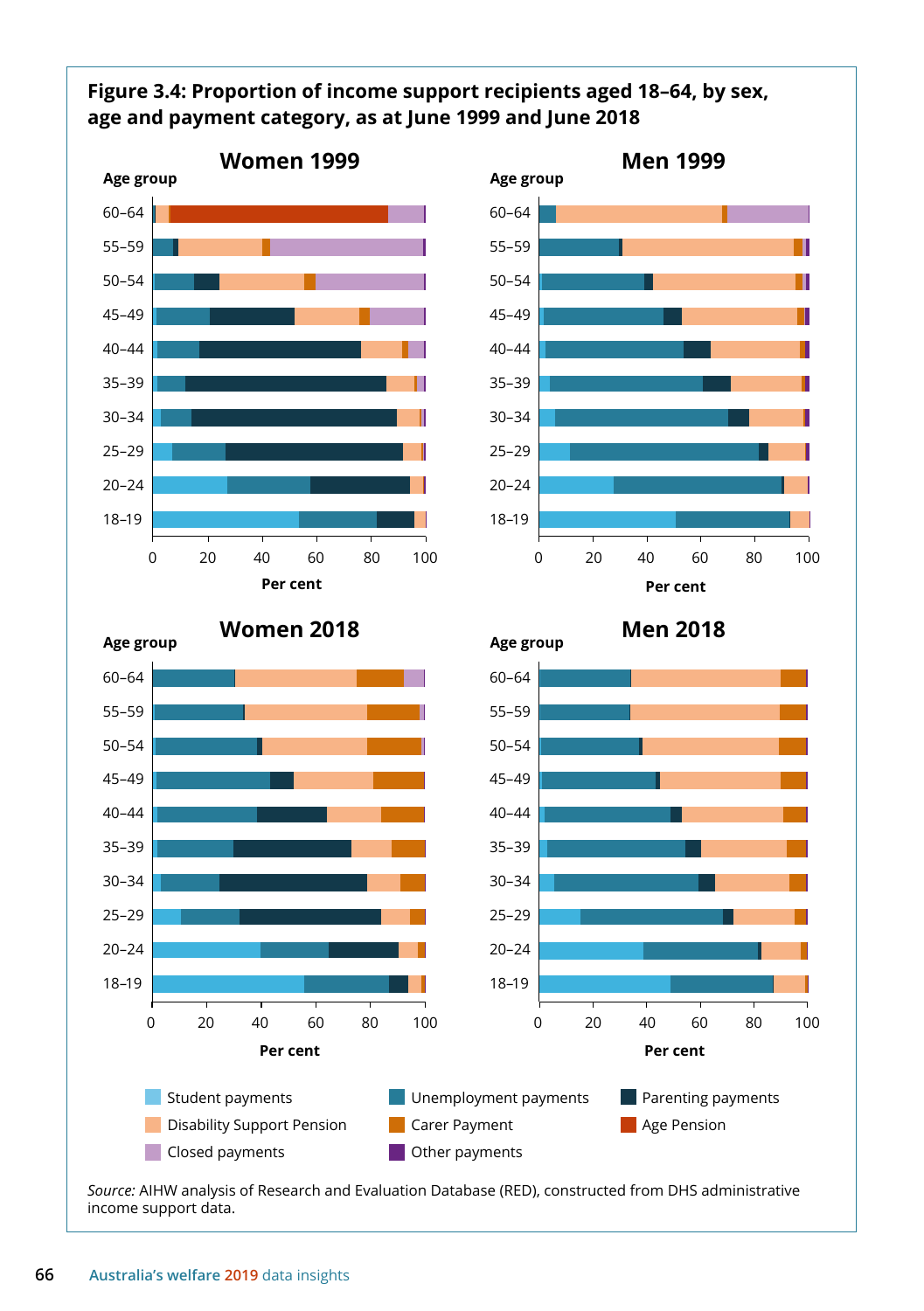**Figure 3.4: Proportion of income support recipients aged 18–64, by sex, age and payment category, as at June 1999 and June 2018**

Women 1999

Men 1999

Women 2018

Men 2018

Legend: Student payments; Unemployment payments; Parenting payments; Disability Support Pension; Carer Payment; Age Pension; Closed payments; Other payments

*Source:* AIHW analysis of Research and Evaluation Database (RED), constructed from DHS administrative income support data.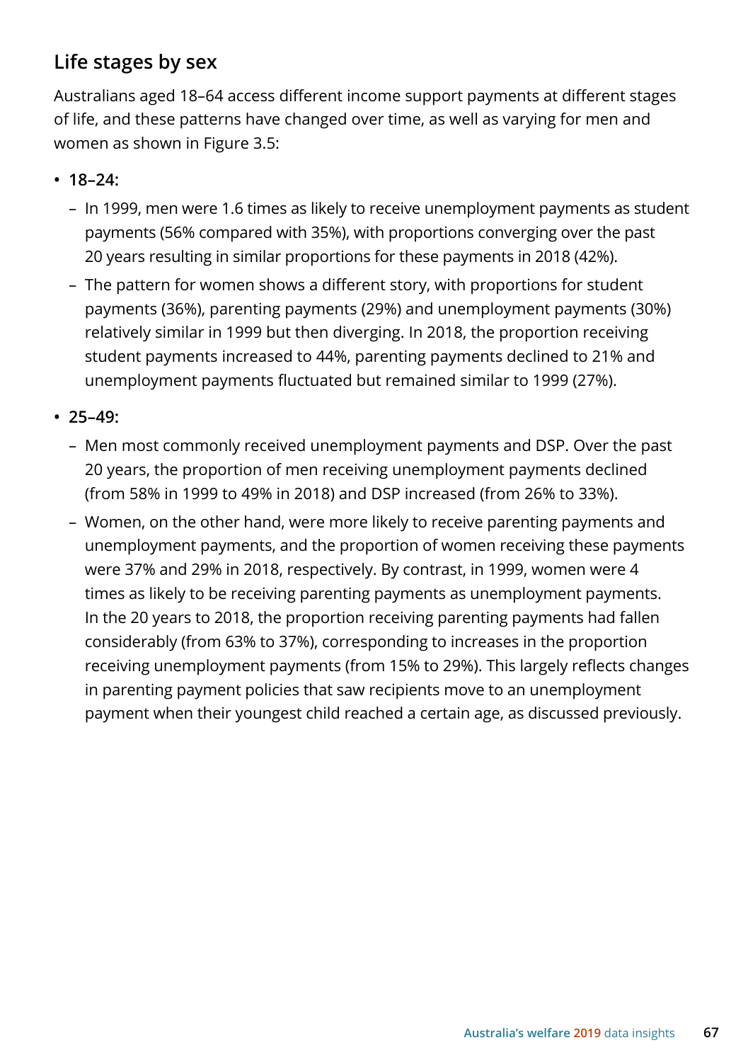## Life stages by sex

Australians aged 18–64 access different income support payments at different stages of life, and these patterns have changed over time, as well as varying for men and women as shown in Figure 3.5:

- **18–24:**
  - In 1999, men were 1.6 times as likely to receive unemployment payments as student payments (56% compared with 35%), with proportions converging over the past 20 years resulting in similar proportions for these payments in 2018 (42%).
  - The pattern for women shows a different story, with proportions for student payments (36%), parenting payments (29%) and unemployment payments (30%) relatively similar in 1999 but then diverging. In 2018, the proportion receiving student payments increased to 44%, parenting payments declined to 21% and unemployment payments fluctuated but remained similar to 1999 (27%).
- **25–49:**
  - Men most commonly received unemployment payments and DSP. Over the past 20 years, the proportion of men receiving unemployment payments declined (from 58% in 1999 to 49% in 2018) and DSP increased (from 26% to 33%).
  - Women, on the other hand, were more likely to receive parenting payments and unemployment payments, and the proportion of women receiving these payments were 37% and 29% in 2018, respectively. By contrast, in 1999, women were 4 times as likely to be receiving parenting payments as unemployment payments. In the 20 years to 2018, the proportion receiving parenting payments had fallen considerably (from 63% to 37%), corresponding to increases in the proportion receiving unemployment payments (from 15% to 29%). This largely reflects changes in parenting payment policies that saw recipients move to an unemployment payment when their youngest child reached a certain age, as discussed previously.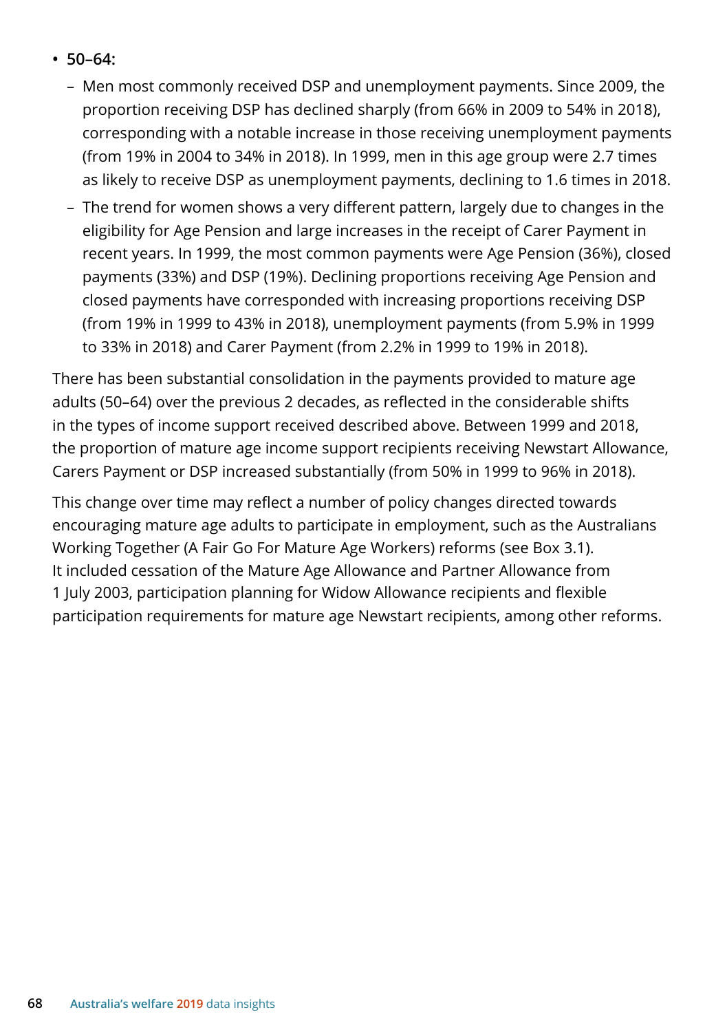- **50–64:**
  - Men most commonly received DSP and unemployment payments. Since 2009, the proportion receiving DSP has declined sharply (from 66% in 2009 to 54% in 2018), corresponding with a notable increase in those receiving unemployment payments (from 19% in 2004 to 34% in 2018). In 1999, men in this age group were 2.7 times as likely to receive DSP as unemployment payments, declining to 1.6 times in 2018.
  - The trend for women shows a very different pattern, largely due to changes in the eligibility for Age Pension and large increases in the receipt of Carer Payment in recent years. In 1999, the most common payments were Age Pension (36%), closed payments (33%) and DSP (19%). Declining proportions receiving Age Pension and closed payments have corresponded with increasing proportions receiving DSP (from 19% in 1999 to 43% in 2018), unemployment payments (from 5.9% in 1999 to 33% in 2018) and Carer Payment (from 2.2% in 1999 to 19% in 2018).

There has been substantial consolidation in the payments provided to mature age adults (50–64) over the previous 2 decades, as reflected in the considerable shifts in the types of income support received described above. Between 1999 and 2018, the proportion of mature age income support recipients receiving Newstart Allowance, Carers Payment or DSP increased substantially (from 50% in 1999 to 96% in 2018).

This change over time may reflect a number of policy changes directed towards encouraging mature age adults to participate in employment, such as the Australians Working Together (A Fair Go For Mature Age Workers) reforms (see Box 3.1). It included cessation of the Mature Age Allowance and Partner Allowance from 1 July 2003, participation planning for Widow Allowance recipients and flexible participation requirements for mature age Newstart recipients, among other reforms.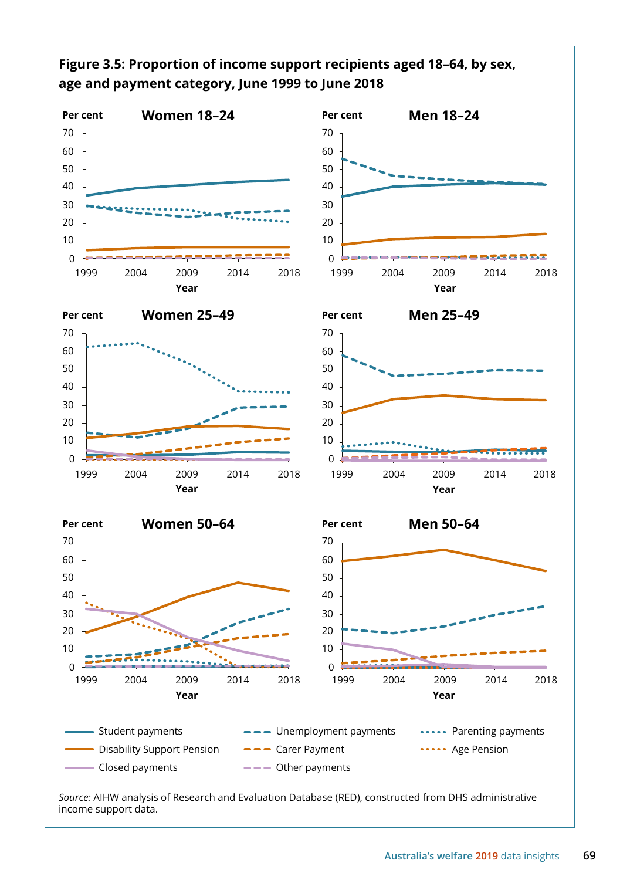**Figure 3.5: Proportion of income support recipients aged 18–64, by sex, age and payment category, June 1999 to June 2018**

Women 18–24

Men 18–24

Women 25–49

Men 25–49

Women 50–64

Men 50–64

Per cent

Year

Student payments — Unemployment payments — Parenting payments — Disability Support Pension — Carer Payment — Age Pension — Closed payments — Other payments

*Source:* AIHW analysis of Research and Evaluation Database (RED), constructed from DHS administrative income support data.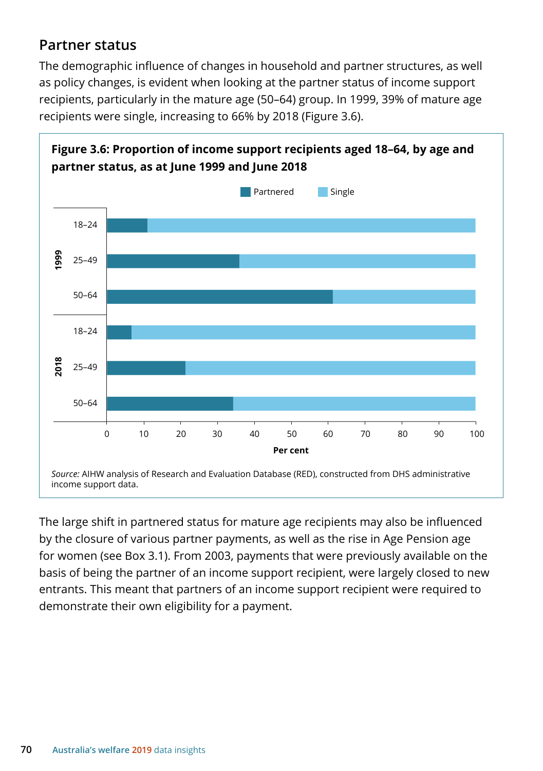## Partner status

The demographic influence of changes in household and partner structures, as well as policy changes, is evident when looking at the partner status of income support recipients, particularly in the mature age (50–64) group. In 1999, 39% of mature age recipients were single, increasing to 66% by 2018 (Figure 3.6).

**Figure 3.6: Proportion of income support recipients aged 18–64, by age and partner status, as at June 1999 and June 2018**

*Source:* AIHW analysis of Research and Evaluation Database (RED), constructed from DHS administrative income support data.

The large shift in partnered status for mature age recipients may also be influenced by the closure of various partner payments, as well as the rise in Age Pension age for women (see Box 3.1). From 2003, payments that were previously available on the basis of being the partner of an income support recipient, were largely closed to new entrants. This meant that partners of an income support recipient were required to demonstrate their own eligibility for a payment.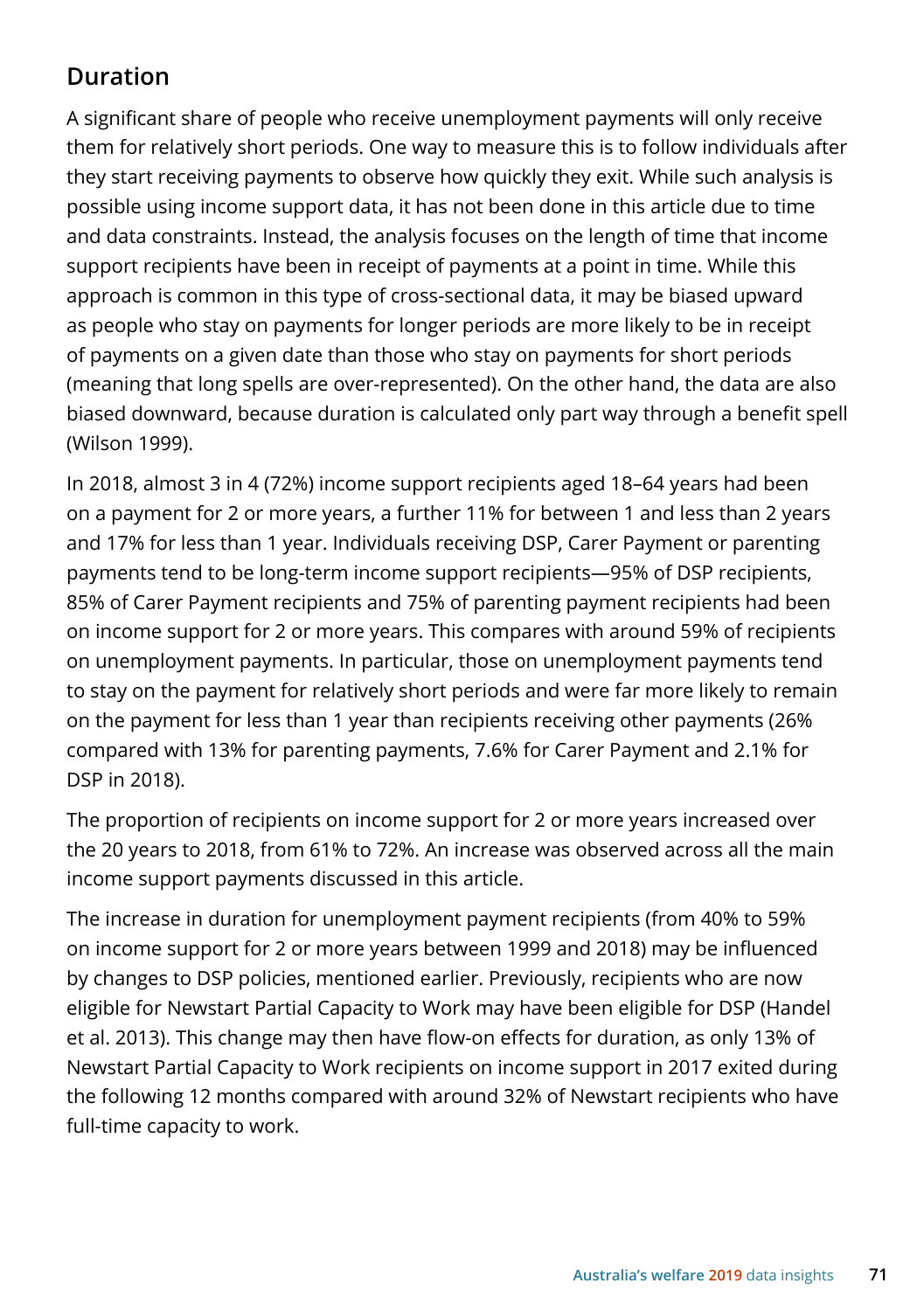## Duration

A significant share of people who receive unemployment payments will only receive them for relatively short periods. One way to measure this is to follow individuals after they start receiving payments to observe how quickly they exit. While such analysis is possible using income support data, it has not been done in this article due to time and data constraints. Instead, the analysis focuses on the length of time that income support recipients have been in receipt of payments at a point in time. While this approach is common in this type of cross-sectional data, it may be biased upward as people who stay on payments for longer periods are more likely to be in receipt of payments on a given date than those who stay on payments for short periods (meaning that long spells are over-represented). On the other hand, the data are also biased downward, because duration is calculated only part way through a benefit spell (Wilson 1999).

In 2018, almost 3 in 4 (72%) income support recipients aged 18–64 years had been on a payment for 2 or more years, a further 11% for between 1 and less than 2 years and 17% for less than 1 year. Individuals receiving DSP, Carer Payment or parenting payments tend to be long-term income support recipients—95% of DSP recipients, 85% of Carer Payment recipients and 75% of parenting payment recipients had been on income support for 2 or more years. This compares with around 59% of recipients on unemployment payments. In particular, those on unemployment payments tend to stay on the payment for relatively short periods and were far more likely to remain on the payment for less than 1 year than recipients receiving other payments (26% compared with 13% for parenting payments, 7.6% for Carer Payment and 2.1% for DSP in 2018).

The proportion of recipients on income support for 2 or more years increased over the 20 years to 2018, from 61% to 72%. An increase was observed across all the main income support payments discussed in this article.

The increase in duration for unemployment payment recipients (from 40% to 59% on income support for 2 or more years between 1999 and 2018) may be influenced by changes to DSP policies, mentioned earlier. Previously, recipients who are now eligible for Newstart Partial Capacity to Work may have been eligible for DSP (Handel et al. 2013). This change may then have flow-on effects for duration, as only 13% of Newstart Partial Capacity to Work recipients on income support in 2017 exited during the following 12 months compared with around 32% of Newstart recipients who have full-time capacity to work.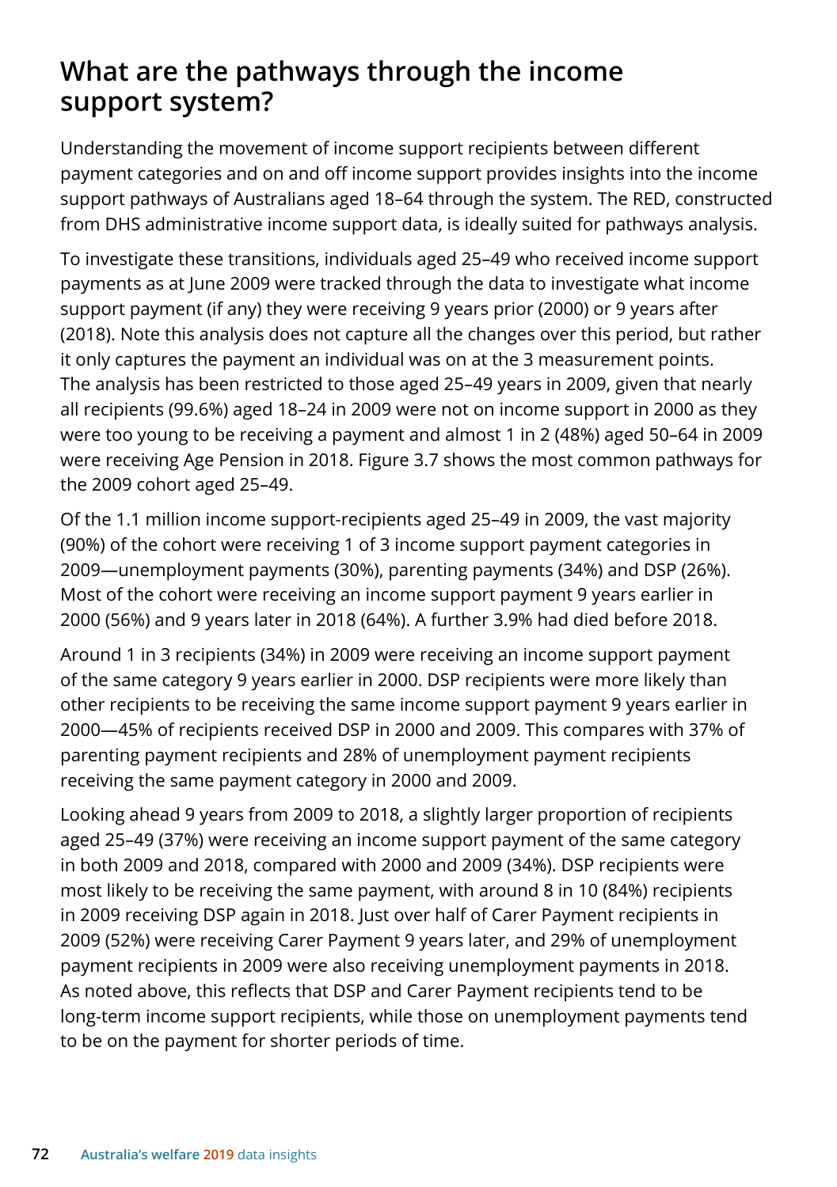# What are the pathways through the income support system?

Understanding the movement of income support recipients between different payment categories and on and off income support provides insights into the income support pathways of Australians aged 18–64 through the system. The RED, constructed from DHS administrative income support data, is ideally suited for pathways analysis.

To investigate these transitions, individuals aged 25–49 who received income support payments as at June 2009 were tracked through the data to investigate what income support payment (if any) they were receiving 9 years prior (2000) or 9 years after (2018). Note this analysis does not capture all the changes over this period, but rather it only captures the payment an individual was on at the 3 measurement points. The analysis has been restricted to those aged 25–49 years in 2009, given that nearly all recipients (99.6%) aged 18–24 in 2009 were not on income support in 2000 as they were too young to be receiving a payment and almost 1 in 2 (48%) aged 50–64 in 2009 were receiving Age Pension in 2018. Figure 3.7 shows the most common pathways for the 2009 cohort aged 25–49.

Of the 1.1 million income support-recipients aged 25–49 in 2009, the vast majority (90%) of the cohort were receiving 1 of 3 income support payment categories in 2009—unemployment payments (30%), parenting payments (34%) and DSP (26%). Most of the cohort were receiving an income support payment 9 years earlier in 2000 (56%) and 9 years later in 2018 (64%). A further 3.9% had died before 2018.

Around 1 in 3 recipients (34%) in 2009 were receiving an income support payment of the same category 9 years earlier in 2000. DSP recipients were more likely than other recipients to be receiving the same income support payment 9 years earlier in 2000—45% of recipients received DSP in 2000 and 2009. This compares with 37% of parenting payment recipients and 28% of unemployment payment recipients receiving the same payment category in 2000 and 2009.

Looking ahead 9 years from 2009 to 2018, a slightly larger proportion of recipients aged 25–49 (37%) were receiving an income support payment of the same category in both 2009 and 2018, compared with 2000 and 2009 (34%). DSP recipients were most likely to be receiving the same payment, with around 8 in 10 (84%) recipients in 2009 receiving DSP again in 2018. Just over half of Carer Payment recipients in 2009 (52%) were receiving Carer Payment 9 years later, and 29% of unemployment payment recipients in 2009 were also receiving unemployment payments in 2018. As noted above, this reflects that DSP and Carer Payment recipients tend to be long-term income support recipients, while those on unemployment payments tend to be on the payment for shorter periods of time.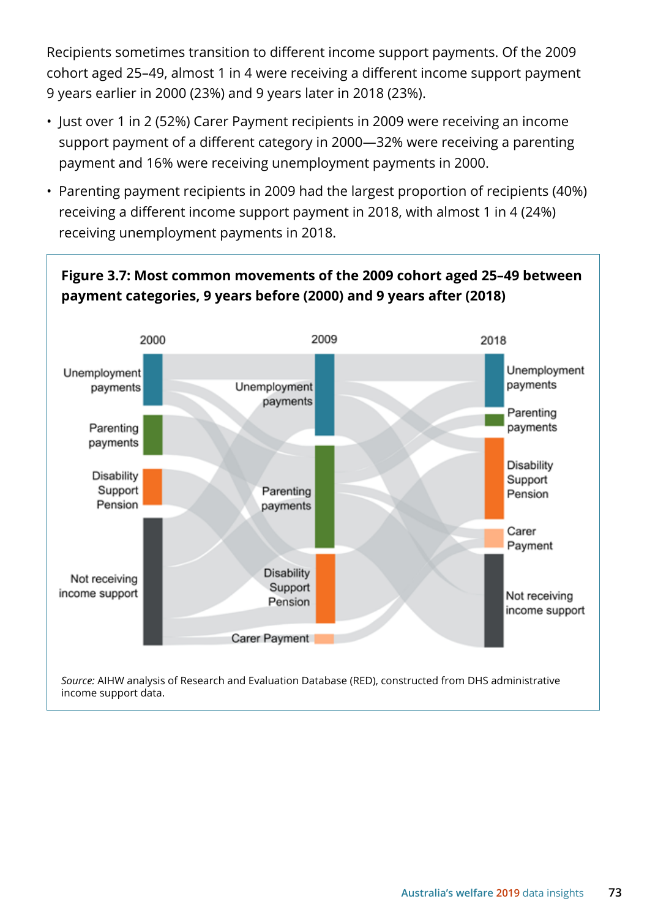Recipients sometimes transition to different income support payments. Of the 2009 cohort aged 25–49, almost 1 in 4 were receiving a different income support payment 9 years earlier in 2000 (23%) and 9 years later in 2018 (23%).

- Just over 1 in 2 (52%) Carer Payment recipients in 2009 were receiving an income support payment of a different category in 2000—32% were receiving a parenting payment and 16% were receiving unemployment payments in 2000.
- Parenting payment recipients in 2009 had the largest proportion of recipients (40%) receiving a different income support payment in 2018, with almost 1 in 4 (24%) receiving unemployment payments in 2018.

**Figure 3.7: Most common movements of the 2009 cohort aged 25–49 between payment categories, 9 years before (2000) and 9 years after (2018)**

2000: Unemployment payments; Parenting payments; Disability Support Pension; Not receiving income support

2009: Unemployment payments; Parenting payments; Disability Support Pension; Carer Payment

2018: Unemployment payments; Parenting payments; Disability Support Pension; Carer Payment; Not receiving income support

*Source:* AIHW analysis of Research and Evaluation Database (RED), constructed from DHS administrative income support data.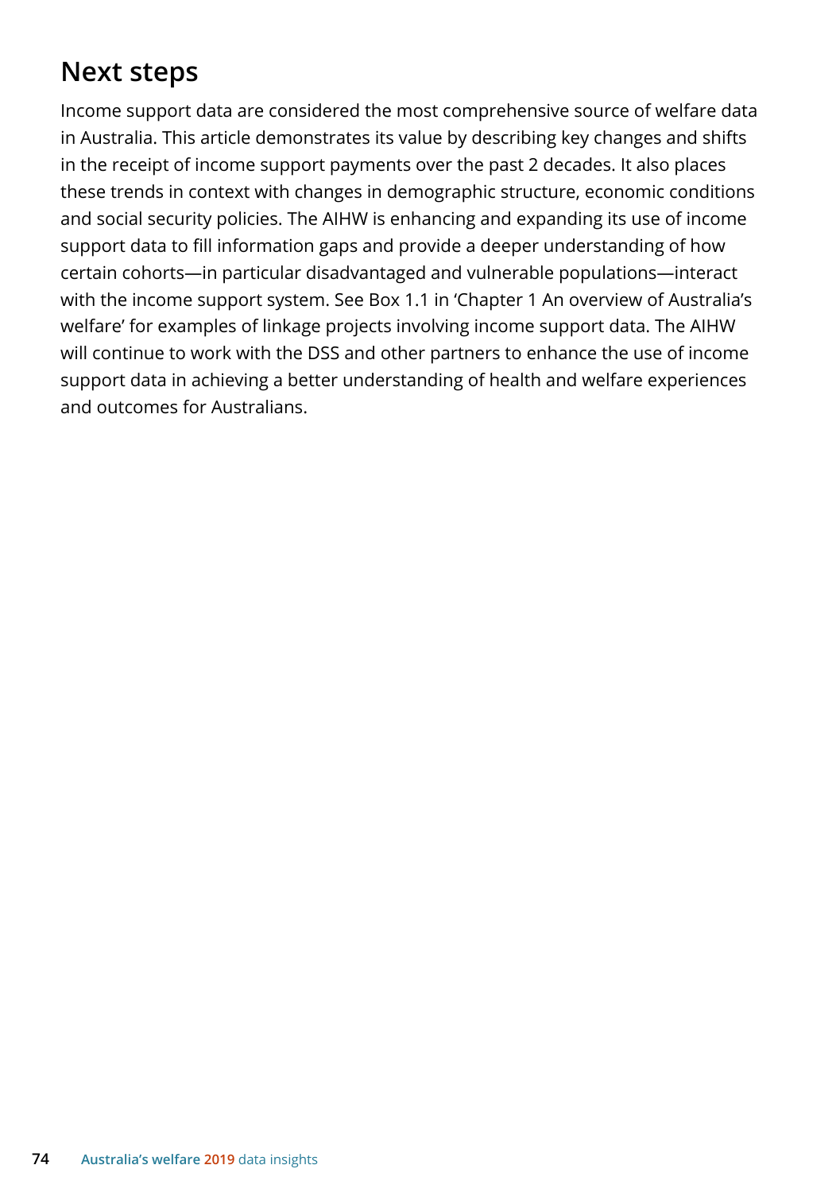## Next steps

Income support data are considered the most comprehensive source of welfare data in Australia. This article demonstrates its value by describing key changes and shifts in the receipt of income support payments over the past 2 decades. It also places these trends in context with changes in demographic structure, economic conditions and social security policies. The AIHW is enhancing and expanding its use of income support data to fill information gaps and provide a deeper understanding of how certain cohorts—in particular disadvantaged and vulnerable populations—interact with the income support system. See Box 1.1 in 'Chapter 1 An overview of Australia's welfare' for examples of linkage projects involving income support data. The AIHW will continue to work with the DSS and other partners to enhance the use of income support data in achieving a better understanding of health and welfare experiences and outcomes for Australians.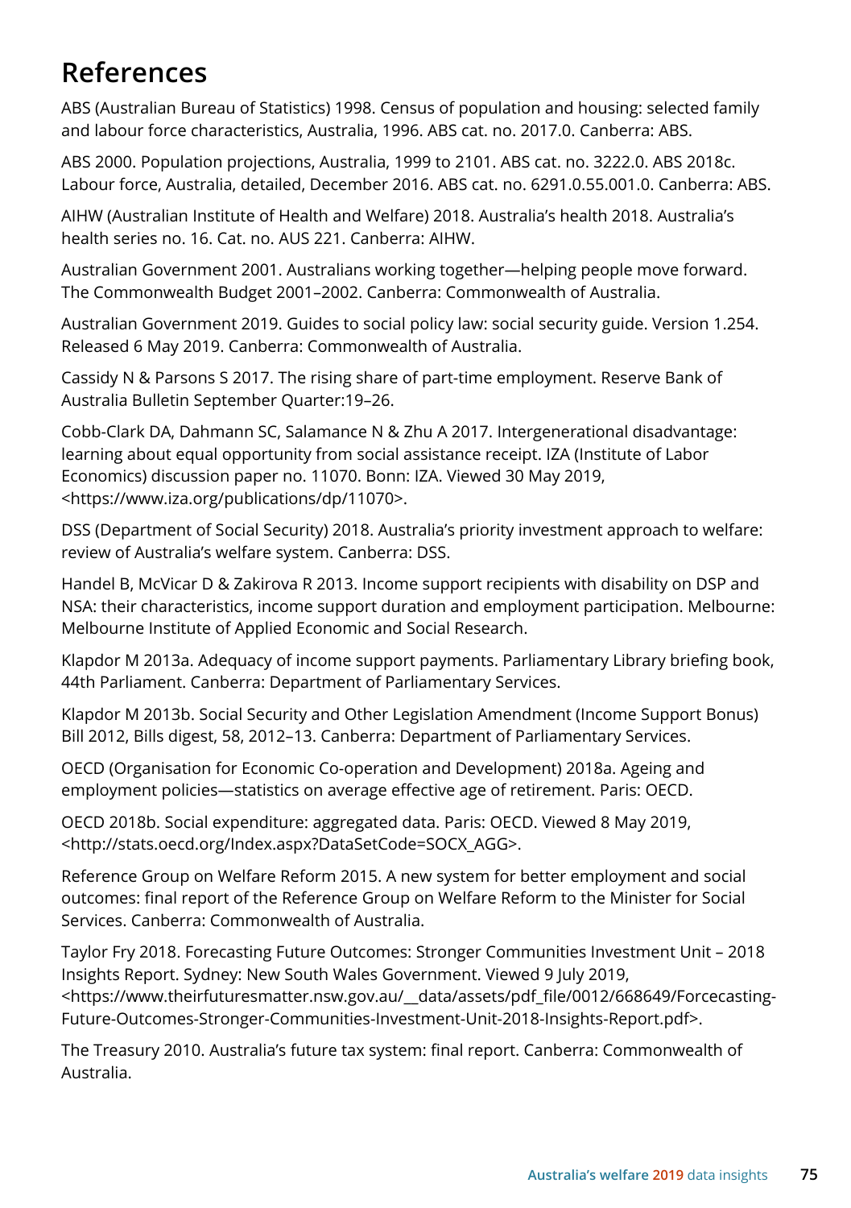# References

ABS (Australian Bureau of Statistics) 1998. Census of population and housing: selected family and labour force characteristics, Australia, 1996. ABS cat. no. 2017.0. Canberra: ABS.

ABS 2000. Population projections, Australia, 1999 to 2101. ABS cat. no. 3222.0. ABS 2018c. Labour force, Australia, detailed, December 2016. ABS cat. no. 6291.0.55.001.0. Canberra: ABS.

AIHW (Australian Institute of Health and Welfare) 2018. Australia's health 2018. Australia's health series no. 16. Cat. no. AUS 221. Canberra: AIHW.

Australian Government 2001. Australians working together—helping people move forward. The Commonwealth Budget 2001–2002. Canberra: Commonwealth of Australia.

Australian Government 2019. Guides to social policy law: social security guide. Version 1.254. Released 6 May 2019. Canberra: Commonwealth of Australia.

Cassidy N & Parsons S 2017. The rising share of part-time employment. Reserve Bank of Australia Bulletin September Quarter:19–26.

Cobb-Clark DA, Dahmann SC, Salamance N & Zhu A 2017. Intergenerational disadvantage: learning about equal opportunity from social assistance receipt. IZA (Institute of Labor Economics) discussion paper no. 11070. Bonn: IZA. Viewed 30 May 2019, <https://www.iza.org/publications/dp/11070>.

DSS (Department of Social Security) 2018. Australia's priority investment approach to welfare: review of Australia's welfare system. Canberra: DSS.

Handel B, McVicar D & Zakirova R 2013. Income support recipients with disability on DSP and NSA: their characteristics, income support duration and employment participation. Melbourne: Melbourne Institute of Applied Economic and Social Research.

Klapdor M 2013a. Adequacy of income support payments. Parliamentary Library briefing book, 44th Parliament. Canberra: Department of Parliamentary Services.

Klapdor M 2013b. Social Security and Other Legislation Amendment (Income Support Bonus) Bill 2012, Bills digest, 58, 2012–13. Canberra: Department of Parliamentary Services.

OECD (Organisation for Economic Co-operation and Development) 2018a. Ageing and employment policies—statistics on average effective age of retirement. Paris: OECD.

OECD 2018b. Social expenditure: aggregated data. Paris: OECD. Viewed 8 May 2019, <http://stats.oecd.org/Index.aspx?DataSetCode=SOCX_AGG>.

Reference Group on Welfare Reform 2015. A new system for better employment and social outcomes: final report of the Reference Group on Welfare Reform to the Minister for Social Services. Canberra: Commonwealth of Australia.

Taylor Fry 2018. Forecasting Future Outcomes: Stronger Communities Investment Unit – 2018 Insights Report. Sydney: New South Wales Government. Viewed 9 July 2019, <https://www.theirfuturesmatter.nsw.gov.au/__data/assets/pdf_file/0012/668649/Forcecasting-Future-Outcomes-Stronger-Communities-Investment-Unit-2018-Insights-Report.pdf>.

The Treasury 2010. Australia's future tax system: final report. Canberra: Commonwealth of Australia.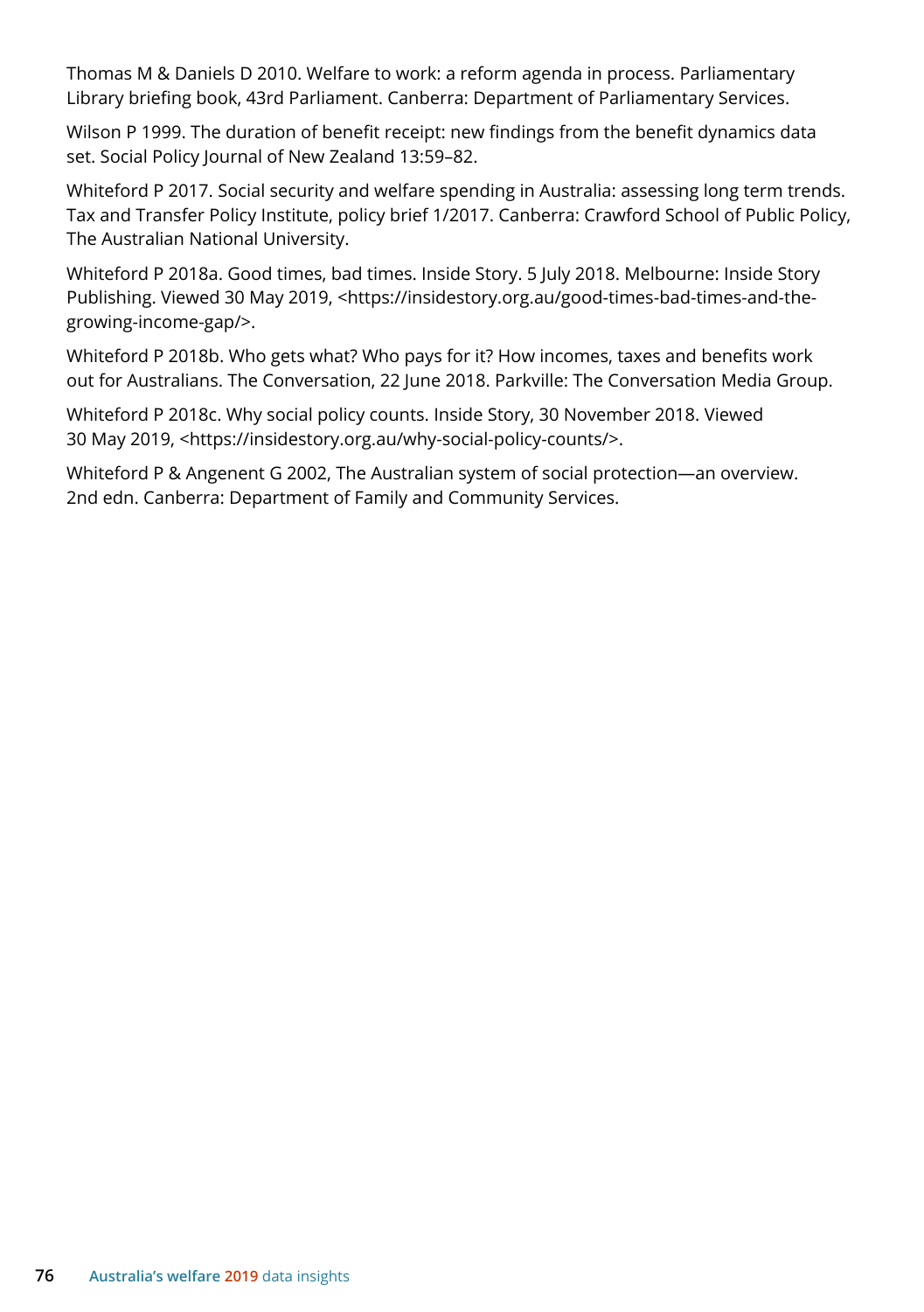Thomas M & Daniels D 2010. Welfare to work: a reform agenda in process. Parliamentary Library briefing book, 43rd Parliament. Canberra: Department of Parliamentary Services.

Wilson P 1999. The duration of benefit receipt: new findings from the benefit dynamics data set. Social Policy Journal of New Zealand 13:59–82.

Whiteford P 2017. Social security and welfare spending in Australia: assessing long term trends. Tax and Transfer Policy Institute, policy brief 1/2017. Canberra: Crawford School of Public Policy, The Australian National University.

Whiteford P 2018a. Good times, bad times. Inside Story. 5 July 2018. Melbourne: Inside Story Publishing. Viewed 30 May 2019, <https://insidestory.org.au/good-times-bad-times-and-the-growing-income-gap/>.

Whiteford P 2018b. Who gets what? Who pays for it? How incomes, taxes and benefits work out for Australians. The Conversation, 22 June 2018. Parkville: The Conversation Media Group.

Whiteford P 2018c. Why social policy counts. Inside Story, 30 November 2018. Viewed 30 May 2019, <https://insidestory.org.au/why-social-policy-counts/>.

Whiteford P & Angenent G 2002, The Australian system of social protection—an overview. 2nd edn. Canberra: Department of Family and Community Services.